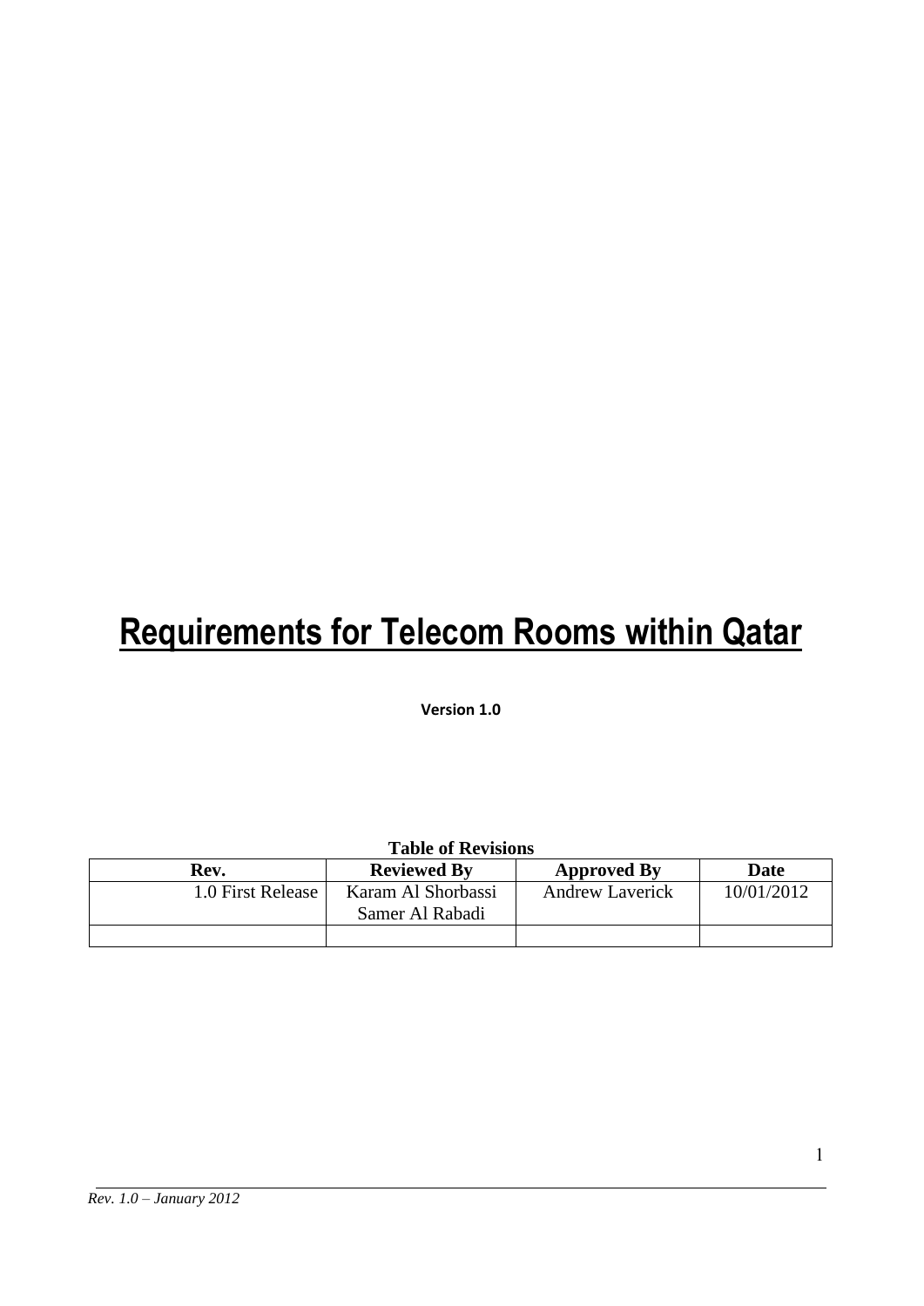# Requirements for Telecom Rooms within Qatar

**Version 1.0**

**Table of Revisions**

| Rev. | Reviewed By | Approved By | Date |
|---|---|---|---|
| 1.0 First Release | Karam Al Shorbassi<br>Samer Al Rabadi | Andrew Laverick | 10/01/2012 |
| | | | |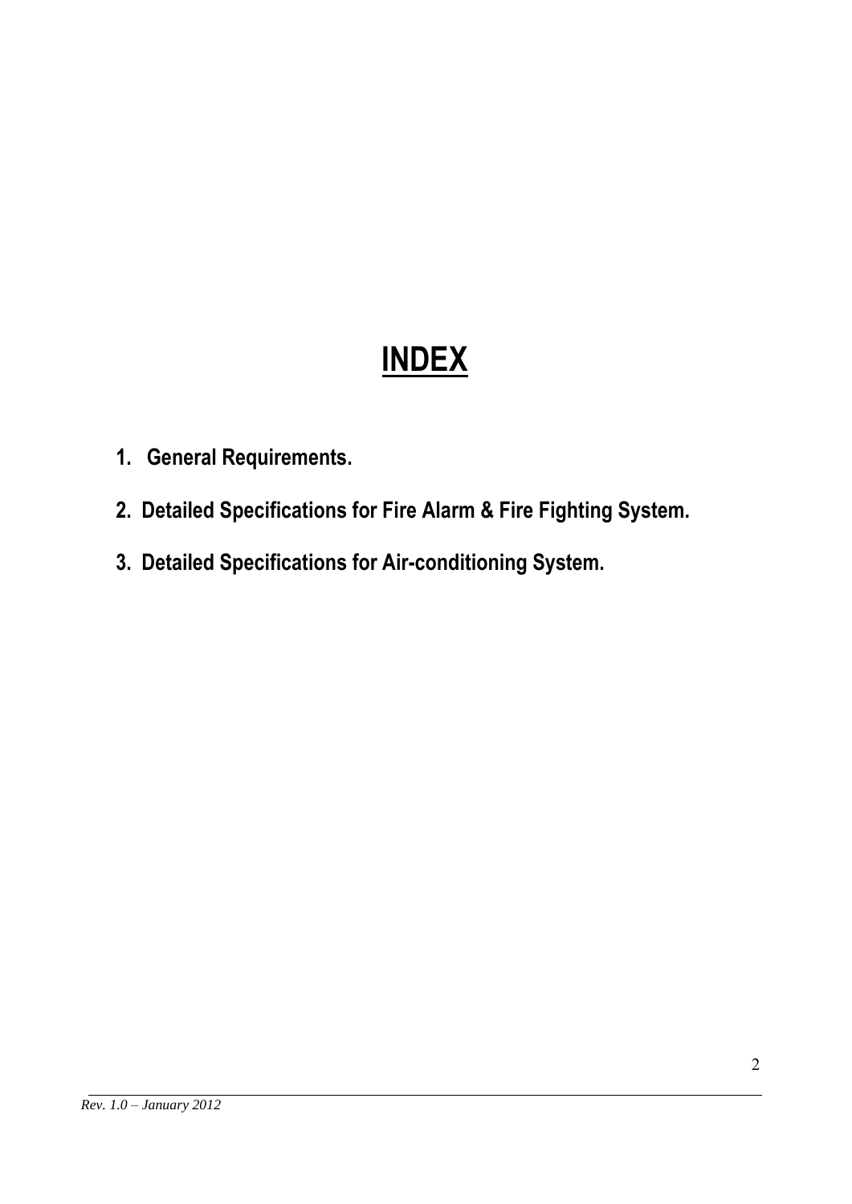# INDEX

1. **General Requirements.**
2. **Detailed Specifications for Fire Alarm & Fire Fighting System.**
3. **Detailed Specifications for Air-conditioning System.**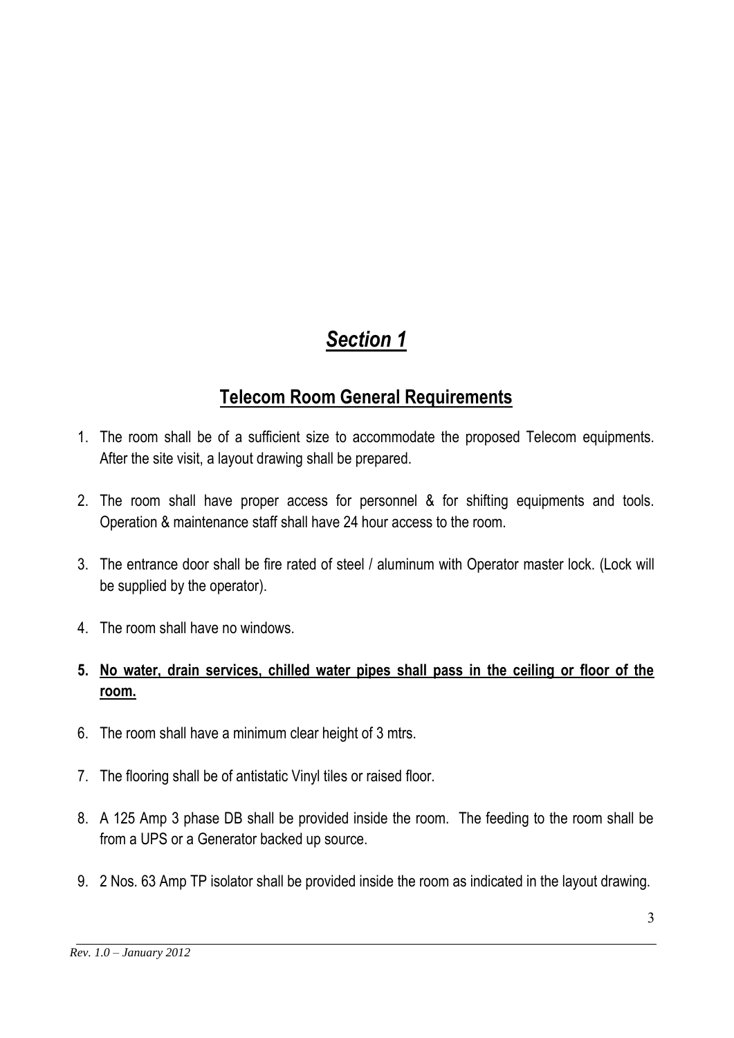# ***Section 1***

## **Telecom Room General Requirements**

1. The room shall be of a sufficient size to accommodate the proposed Telecom equipments. After the site visit, a layout drawing shall be prepared.

2. The room shall have proper access for personnel & for shifting equipments and tools. Operation & maintenance staff shall have 24 hour access to the room.

3. The entrance door shall be fire rated of steel / aluminum with Operator master lock. (Lock will be supplied by the operator).

4. The room shall have no windows.

5. **No water, drain services, chilled water pipes shall pass in the ceiling or floor of the room.**

6. The room shall have a minimum clear height of 3 mtrs.

7. The flooring shall be of antistatic Vinyl tiles or raised floor.

8. A 125 Amp 3 phase DB shall be provided inside the room. The feeding to the room shall be from a UPS or a Generator backed up source.

9. 2 Nos. 63 Amp TP isolator shall be provided inside the room as indicated in the layout drawing.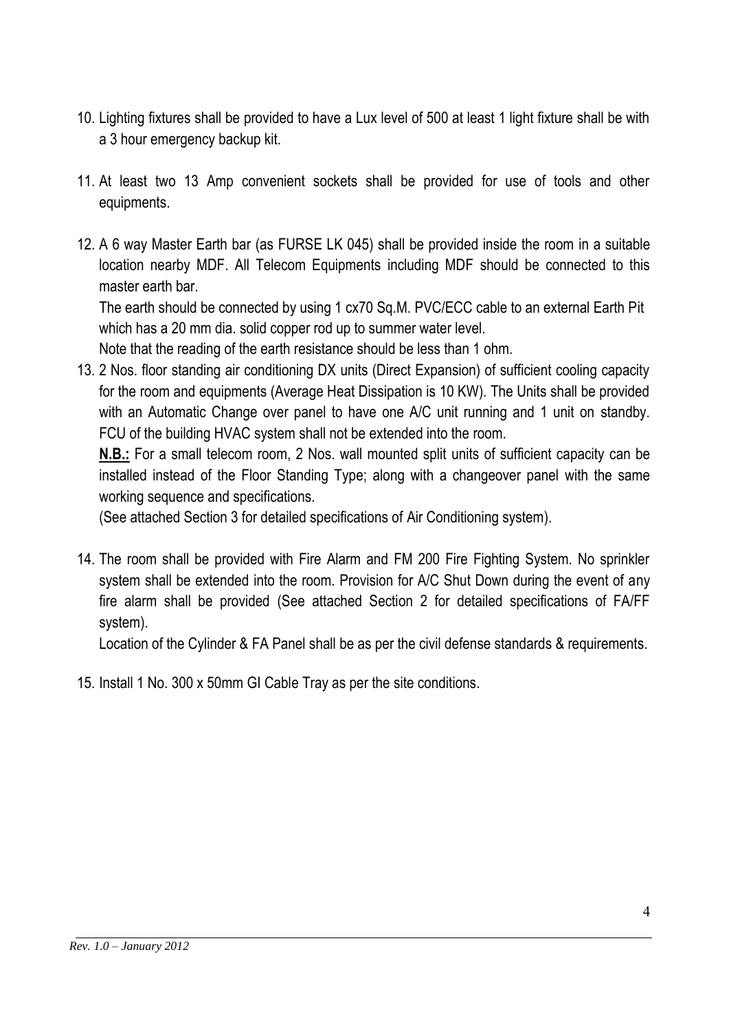10. Lighting fixtures shall be provided to have a Lux level of 500 at least 1 light fixture shall be with a 3 hour emergency backup kit.

11. At least two 13 Amp convenient sockets shall be provided for use of tools and other equipments.

12. A 6 way Master Earth bar (as FURSE LK 045) shall be provided inside the room in a suitable location nearby MDF. All Telecom Equipments including MDF should be connected to this master earth bar.

    The earth should be connected by using 1 cx70 Sq.M. PVC/ECC cable to an external Earth Pit which has a 20 mm dia. solid copper rod up to summer water level.

    Note that the reading of the earth resistance should be less than 1 ohm.

13. 2 Nos. floor standing air conditioning DX units (Direct Expansion) of sufficient cooling capacity for the room and equipments (Average Heat Dissipation is 10 KW). The Units shall be provided with an Automatic Change over panel to have one A/C unit running and 1 unit on standby. FCU of the building HVAC system shall not be extended into the room.

    **N.B.:** For a small telecom room, 2 Nos. wall mounted split units of sufficient capacity can be installed instead of the Floor Standing Type; along with a changeover panel with the same working sequence and specifications.

    (See attached Section 3 for detailed specifications of Air Conditioning system).

14. The room shall be provided with Fire Alarm and FM 200 Fire Fighting System. No sprinkler system shall be extended into the room. Provision for A/C Shut Down during the event of any fire alarm shall be provided (See attached Section 2 for detailed specifications of FA/FF system).

    Location of the Cylinder & FA Panel shall be as per the civil defense standards & requirements.

15. Install 1 No. 300 x 50mm GI Cable Tray as per the site conditions.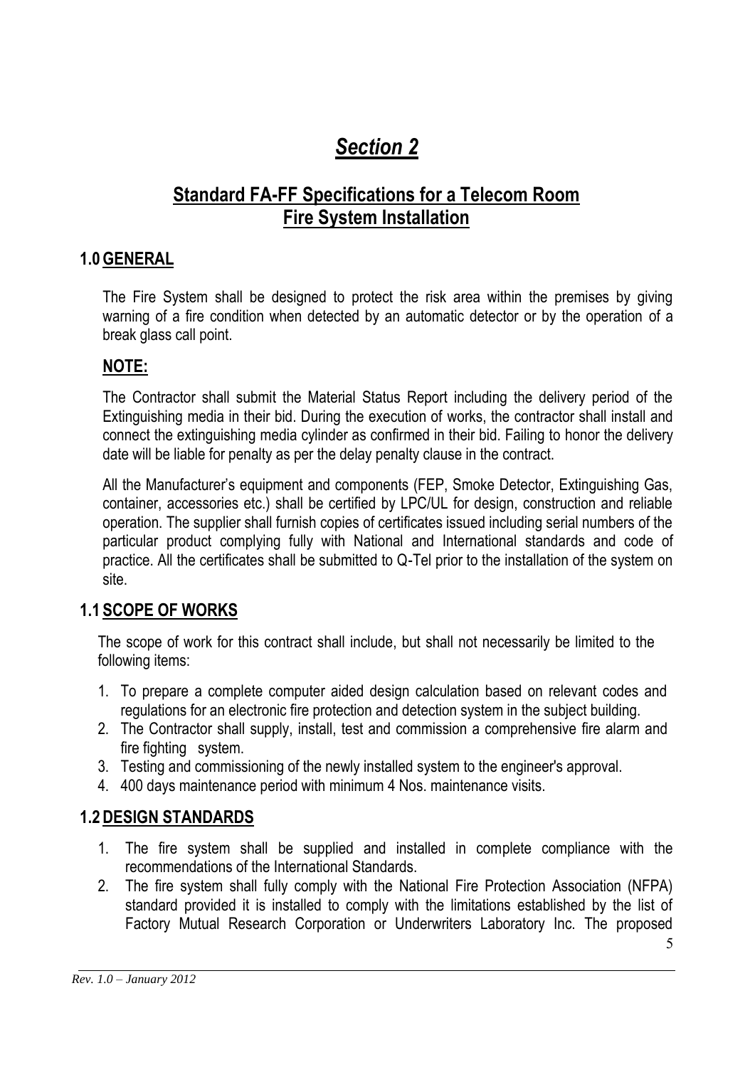# *Section 2*

## Standard FA-FF Specifications for a Telecom Room Fire System Installation

### 1.0 GENERAL

The Fire System shall be designed to protect the risk area within the premises by giving warning of a fire condition when detected by an automatic detector or by the operation of a break glass call point.

#### NOTE:

The Contractor shall submit the Material Status Report including the delivery period of the Extinguishing media in their bid. During the execution of works, the contractor shall install and connect the extinguishing media cylinder as confirmed in their bid. Failing to honor the delivery date will be liable for penalty as per the delay penalty clause in the contract.

All the Manufacturer's equipment and components (FEP, Smoke Detector, Extinguishing Gas, container, accessories etc.) shall be certified by LPC/UL for design, construction and reliable operation. The supplier shall furnish copies of certificates issued including serial numbers of the particular product complying fully with National and International standards and code of practice. All the certificates shall be submitted to Q-Tel prior to the installation of the system on site.

### 1.1 SCOPE OF WORKS

The scope of work for this contract shall include, but shall not necessarily be limited to the following items:

1. To prepare a complete computer aided design calculation based on relevant codes and regulations for an electronic fire protection and detection system in the subject building.
2. The Contractor shall supply, install, test and commission a comprehensive fire alarm and fire fighting system.
3. Testing and commissioning of the newly installed system to the engineer's approval.
4. 400 days maintenance period with minimum 4 Nos. maintenance visits.

### 1.2 DESIGN STANDARDS

1. The fire system shall be supplied and installed in complete compliance with the recommendations of the International Standards.
2. The fire system shall fully comply with the National Fire Protection Association (NFPA) standard provided it is installed to comply with the limitations established by the list of Factory Mutual Research Corporation or Underwriters Laboratory Inc. The proposed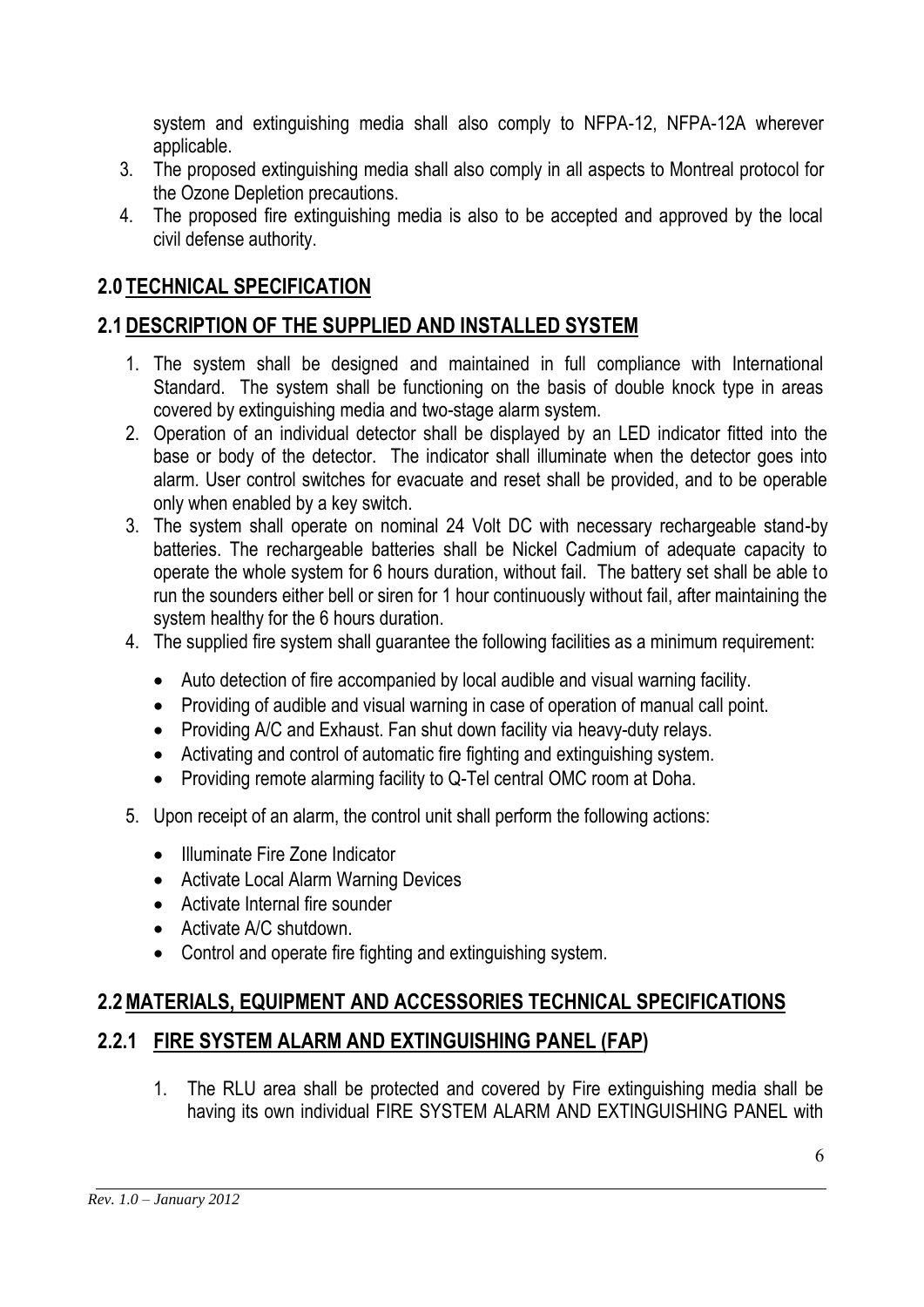system and extinguishing media shall also comply to NFPA-12, NFPA-12A wherever applicable.

3. The proposed extinguishing media shall also comply in all aspects to Montreal protocol for the Ozone Depletion precautions.
4. The proposed fire extinguishing media is also to be accepted and approved by the local civil defense authority.

## 2.0 TECHNICAL SPECIFICATION

## 2.1 DESCRIPTION OF THE SUPPLIED AND INSTALLED SYSTEM

1. The system shall be designed and maintained in full compliance with International Standard. The system shall be functioning on the basis of double knock type in areas covered by extinguishing media and two-stage alarm system.
2. Operation of an individual detector shall be displayed by an LED indicator fitted into the base or body of the detector. The indicator shall illuminate when the detector goes into alarm. User control switches for evacuate and reset shall be provided, and to be operable only when enabled by a key switch.
3. The system shall operate on nominal 24 Volt DC with necessary rechargeable stand-by batteries. The rechargeable batteries shall be Nickel Cadmium of adequate capacity to operate the whole system for 6 hours duration, without fail. The battery set shall be able to run the sounders either bell or siren for 1 hour continuously without fail, after maintaining the system healthy for the 6 hours duration.
4. The supplied fire system shall guarantee the following facilities as a minimum requirement:
   - Auto detection of fire accompanied by local audible and visual warning facility.
   - Providing of audible and visual warning in case of operation of manual call point.
   - Providing A/C and Exhaust. Fan shut down facility via heavy-duty relays.
   - Activating and control of automatic fire fighting and extinguishing system.
   - Providing remote alarming facility to Q-Tel central OMC room at Doha.
5. Upon receipt of an alarm, the control unit shall perform the following actions:
   - Illuminate Fire Zone Indicator
   - Activate Local Alarm Warning Devices
   - Activate Internal fire sounder
   - Activate A/C shutdown.
   - Control and operate fire fighting and extinguishing system.

## 2.2 MATERIALS, EQUIPMENT AND ACCESSORIES TECHNICAL SPECIFICATIONS

### 2.2.1 FIRE SYSTEM ALARM AND EXTINGUISHING PANEL (FAP)

1. The RLU area shall be protected and covered by Fire extinguishing media shall be having its own individual FIRE SYSTEM ALARM AND EXTINGUISHING PANEL with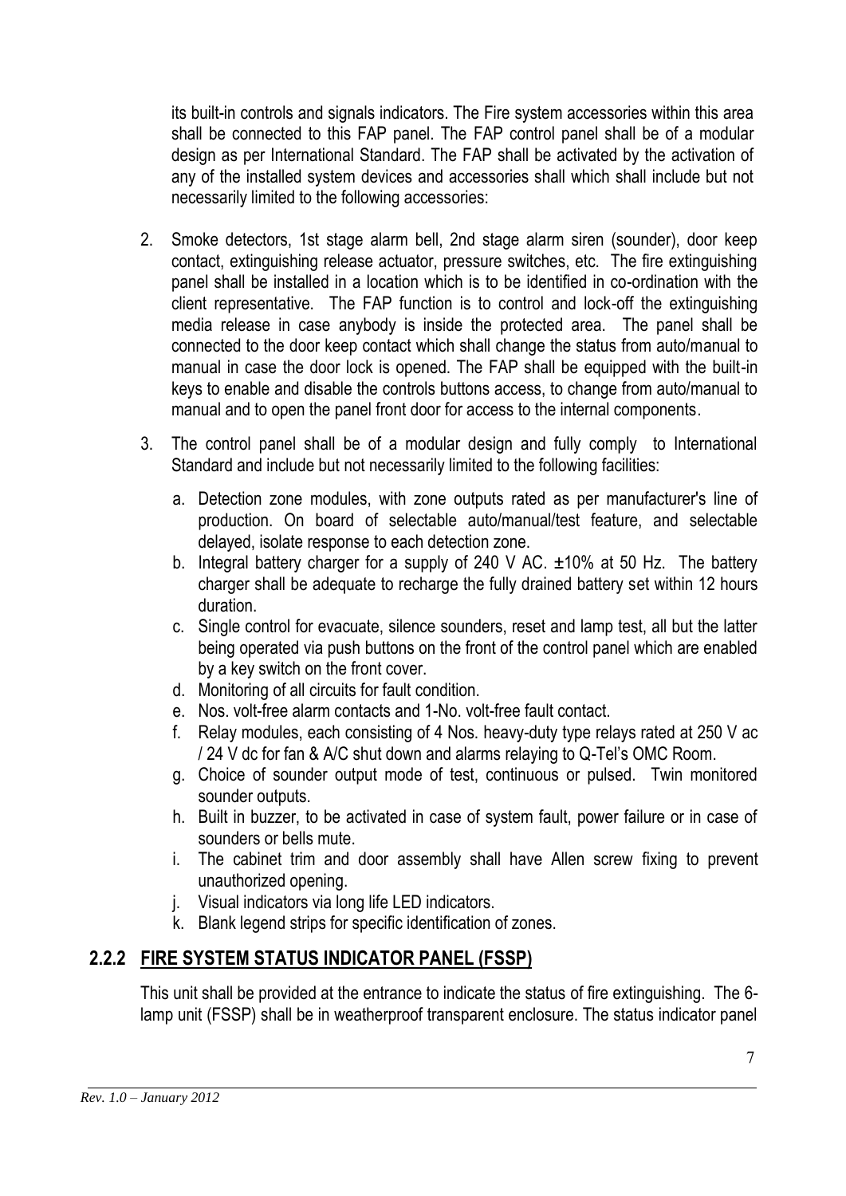its built-in controls and signals indicators. The Fire system accessories within this area shall be connected to this FAP panel. The FAP control panel shall be of a modular design as per International Standard. The FAP shall be activated by the activation of any of the installed system devices and accessories shall which shall include but not necessarily limited to the following accessories:

2. Smoke detectors, 1st stage alarm bell, 2nd stage alarm siren (sounder), door keep contact, extinguishing release actuator, pressure switches, etc. The fire extinguishing panel shall be installed in a location which is to be identified in co-ordination with the client representative. The FAP function is to control and lock-off the extinguishing media release in case anybody is inside the protected area. The panel shall be connected to the door keep contact which shall change the status from auto/manual to manual in case the door lock is opened. The FAP shall be equipped with the built-in keys to enable and disable the controls buttons access, to change from auto/manual to manual and to open the panel front door for access to the internal components.

3. The control panel shall be of a modular design and fully comply to International Standard and include but not necessarily limited to the following facilities:

   a. Detection zone modules, with zone outputs rated as per manufacturer's line of production. On board of selectable auto/manual/test feature, and selectable delayed, isolate response to each detection zone.
   b. Integral battery charger for a supply of 240 V AC. ±10% at 50 Hz. The battery charger shall be adequate to recharge the fully drained battery set within 12 hours duration.
   c. Single control for evacuate, silence sounders, reset and lamp test, all but the latter being operated via push buttons on the front of the control panel which are enabled by a key switch on the front cover.
   d. Monitoring of all circuits for fault condition.
   e. Nos. volt-free alarm contacts and 1-No. volt-free fault contact.
   f. Relay modules, each consisting of 4 Nos. heavy-duty type relays rated at 250 V ac / 24 V dc for fan & A/C shut down and alarms relaying to Q-Tel's OMC Room.
   g. Choice of sounder output mode of test, continuous or pulsed. Twin monitored sounder outputs.
   h. Built in buzzer, to be activated in case of system fault, power failure or in case of sounders or bells mute.
   i. The cabinet trim and door assembly shall have Allen screw fixing to prevent unauthorized opening.
   j. Visual indicators via long life LED indicators.
   k. Blank legend strips for specific identification of zones.

### 2.2.2 FIRE SYSTEM STATUS INDICATOR PANEL (FSSP)

This unit shall be provided at the entrance to indicate the status of fire extinguishing. The 6-lamp unit (FSSP) shall be in weatherproof transparent enclosure. The status indicator panel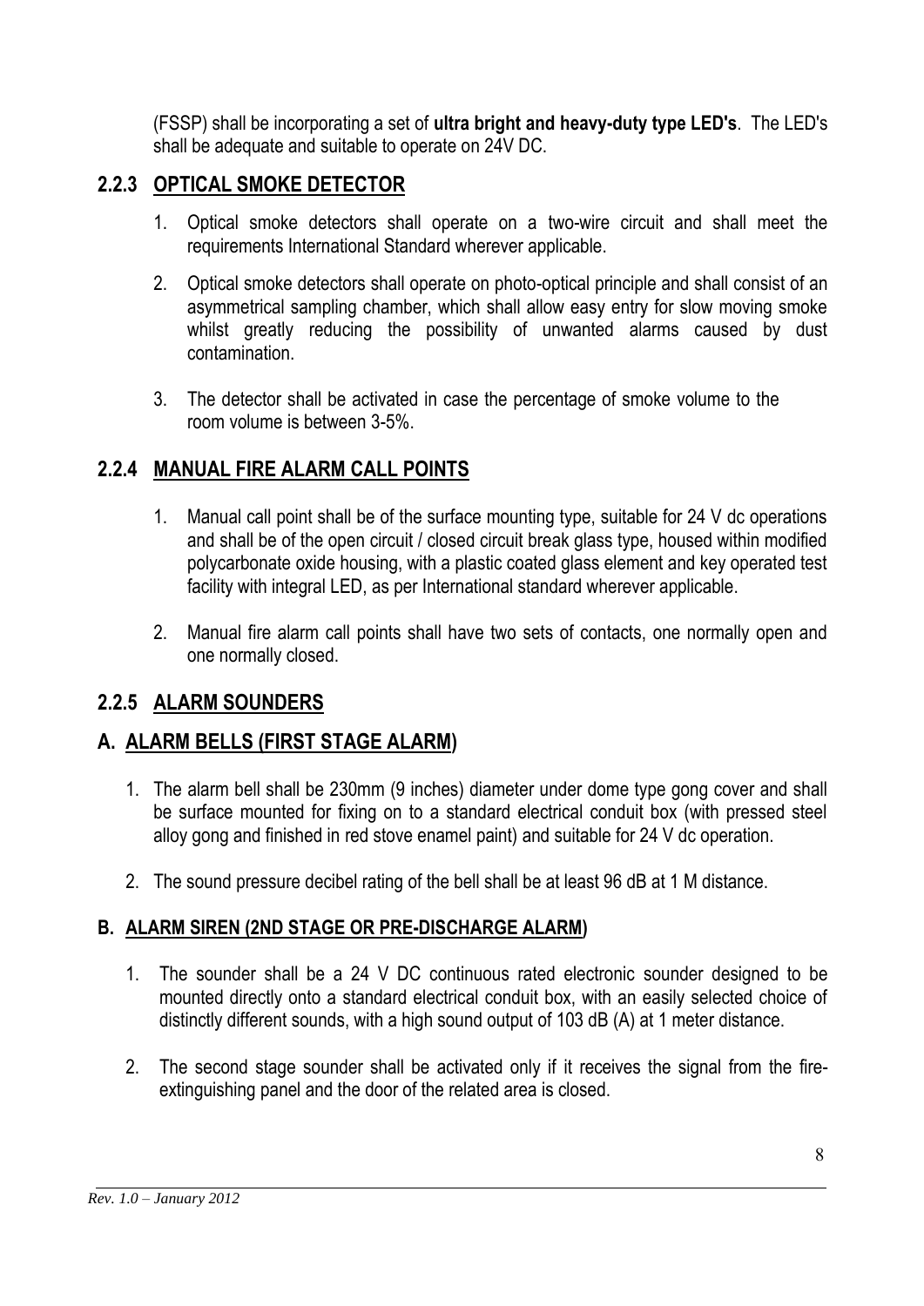(FSSP) shall be incorporating a set of **ultra bright and heavy-duty type LED's**. The LED's shall be adequate and suitable to operate on 24V DC.

### 2.2.3 OPTICAL SMOKE DETECTOR

1. Optical smoke detectors shall operate on a two-wire circuit and shall meet the requirements International Standard wherever applicable.

2. Optical smoke detectors shall operate on photo-optical principle and shall consist of an asymmetrical sampling chamber, which shall allow easy entry for slow moving smoke whilst greatly reducing the possibility of unwanted alarms caused by dust contamination.

3. The detector shall be activated in case the percentage of smoke volume to the room volume is between 3-5%.

### 2.2.4 MANUAL FIRE ALARM CALL POINTS

1. Manual call point shall be of the surface mounting type, suitable for 24 V dc operations and shall be of the open circuit / closed circuit break glass type, housed within modified polycarbonate oxide housing, with a plastic coated glass element and key operated test facility with integral LED, as per International standard wherever applicable.

2. Manual fire alarm call points shall have two sets of contacts, one normally open and one normally closed.

### 2.2.5 ALARM SOUNDERS

### A. ALARM BELLS (FIRST STAGE ALARM)

1. The alarm bell shall be 230mm (9 inches) diameter under dome type gong cover and shall be surface mounted for fixing on to a standard electrical conduit box (with pressed steel alloy gong and finished in red stove enamel paint) and suitable for 24 V dc operation.

2. The sound pressure decibel rating of the bell shall be at least 96 dB at 1 M distance.

#### B. ALARM SIREN (2ND STAGE OR PRE-DISCHARGE ALARM)

1. The sounder shall be a 24 V DC continuous rated electronic sounder designed to be mounted directly onto a standard electrical conduit box, with an easily selected choice of distinctly different sounds, with a high sound output of 103 dB (A) at 1 meter distance.

2. The second stage sounder shall be activated only if it receives the signal from the fire-extinguishing panel and the door of the related area is closed.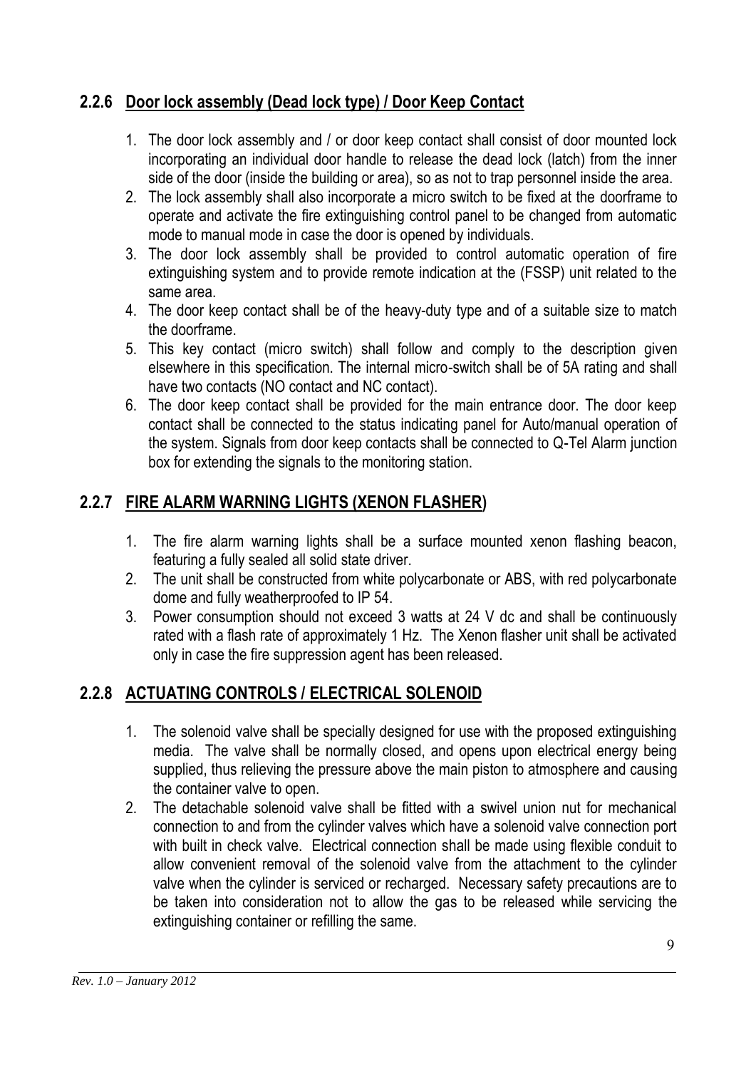## 2.2.6 Door lock assembly (Dead lock type) / Door Keep Contact

1. The door lock assembly and / or door keep contact shall consist of door mounted lock incorporating an individual door handle to release the dead lock (latch) from the inner side of the door (inside the building or area), so as not to trap personnel inside the area.
2. The lock assembly shall also incorporate a micro switch to be fixed at the doorframe to operate and activate the fire extinguishing control panel to be changed from automatic mode to manual mode in case the door is opened by individuals.
3. The door lock assembly shall be provided to control automatic operation of fire extinguishing system and to provide remote indication at the (FSSP) unit related to the same area.
4. The door keep contact shall be of the heavy-duty type and of a suitable size to match the doorframe.
5. This key contact (micro switch) shall follow and comply to the description given elsewhere in this specification. The internal micro-switch shall be of 5A rating and shall have two contacts (NO contact and NC contact).
6. The door keep contact shall be provided for the main entrance door. The door keep contact shall be connected to the status indicating panel for Auto/manual operation of the system. Signals from door keep contacts shall be connected to Q-Tel Alarm junction box for extending the signals to the monitoring station.

## 2.2.7 FIRE ALARM WARNING LIGHTS (XENON FLASHER)

1. The fire alarm warning lights shall be a surface mounted xenon flashing beacon, featuring a fully sealed all solid state driver.
2. The unit shall be constructed from white polycarbonate or ABS, with red polycarbonate dome and fully weatherproofed to IP 54.
3. Power consumption should not exceed 3 watts at 24 V dc and shall be continuously rated with a flash rate of approximately 1 Hz. The Xenon flasher unit shall be activated only in case the fire suppression agent has been released.

## 2.2.8 ACTUATING CONTROLS / ELECTRICAL SOLENOID

1. The solenoid valve shall be specially designed for use with the proposed extinguishing media. The valve shall be normally closed, and opens upon electrical energy being supplied, thus relieving the pressure above the main piston to atmosphere and causing the container valve to open.
2. The detachable solenoid valve shall be fitted with a swivel union nut for mechanical connection to and from the cylinder valves which have a solenoid valve connection port with built in check valve. Electrical connection shall be made using flexible conduit to allow convenient removal of the solenoid valve from the attachment to the cylinder valve when the cylinder is serviced or recharged. Necessary safety precautions are to be taken into consideration not to allow the gas to be released while servicing the extinguishing container or refilling the same.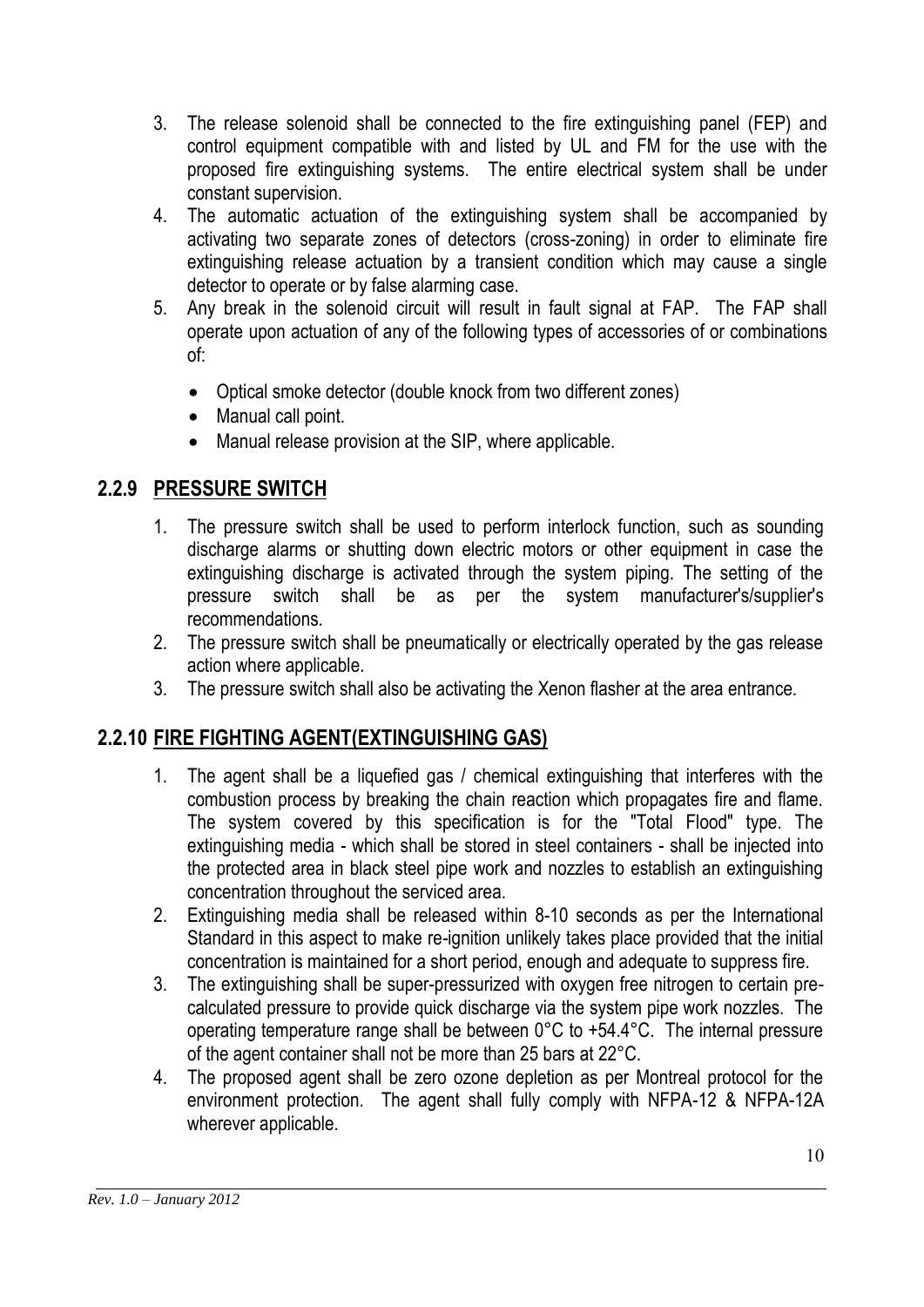3. The release solenoid shall be connected to the fire extinguishing panel (FEP) and control equipment compatible with and listed by UL and FM for the use with the proposed fire extinguishing systems. The entire electrical system shall be under constant supervision.
4. The automatic actuation of the extinguishing system shall be accompanied by activating two separate zones of detectors (cross-zoning) in order to eliminate fire extinguishing release actuation by a transient condition which may cause a single detector to operate or by false alarming case.
5. Any break in the solenoid circuit will result in fault signal at FAP. The FAP shall operate upon actuation of any of the following types of accessories of or combinations of:
   - Optical smoke detector (double knock from two different zones)
   - Manual call point.
   - Manual release provision at the SIP, where applicable.

### 2.2.9 PRESSURE SWITCH

1. The pressure switch shall be used to perform interlock function, such as sounding discharge alarms or shutting down electric motors or other equipment in case the extinguishing discharge is activated through the system piping. The setting of the pressure switch shall be as per the system manufacturer's/supplier's recommendations.
2. The pressure switch shall be pneumatically or electrically operated by the gas release action where applicable.
3. The pressure switch shall also be activating the Xenon flasher at the area entrance.

### 2.2.10 FIRE FIGHTING AGENT(EXTINGUISHING GAS)

1. The agent shall be a liquefied gas / chemical extinguishing that interferes with the combustion process by breaking the chain reaction which propagates fire and flame. The system covered by this specification is for the "Total Flood" type. The extinguishing media - which shall be stored in steel containers - shall be injected into the protected area in black steel pipe work and nozzles to establish an extinguishing concentration throughout the serviced area.
2. Extinguishing media shall be released within 8-10 seconds as per the International Standard in this aspect to make re-ignition unlikely takes place provided that the initial concentration is maintained for a short period, enough and adequate to suppress fire.
3. The extinguishing shall be super-pressurized with oxygen free nitrogen to certain pre-calculated pressure to provide quick discharge via the system pipe work nozzles. The operating temperature range shall be between 0°C to +54.4°C. The internal pressure of the agent container shall not be more than 25 bars at 22°C.
4. The proposed agent shall be zero ozone depletion as per Montreal protocol for the environment protection. The agent shall fully comply with NFPA-12 & NFPA-12A wherever applicable.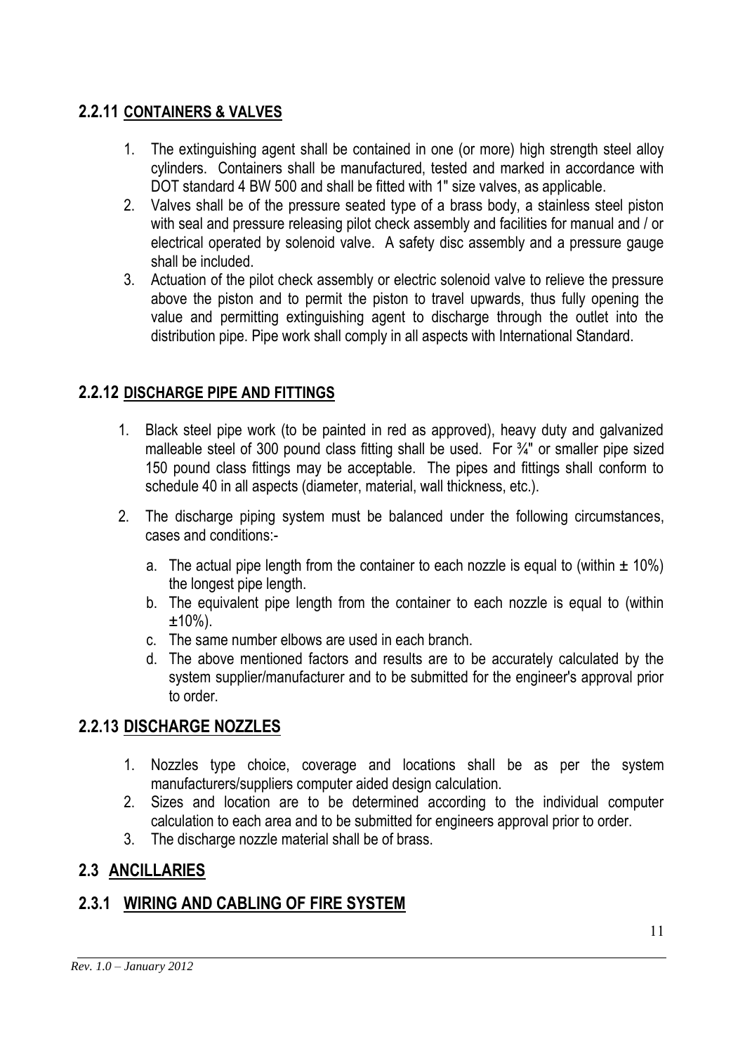### 2.2.11 CONTAINERS & VALVES

1. The extinguishing agent shall be contained in one (or more) high strength steel alloy cylinders. Containers shall be manufactured, tested and marked in accordance with DOT standard 4 BW 500 and shall be fitted with 1" size valves, as applicable.
2. Valves shall be of the pressure seated type of a brass body, a stainless steel piston with seal and pressure releasing pilot check assembly and facilities for manual and / or electrical operated by solenoid valve. A safety disc assembly and a pressure gauge shall be included.
3. Actuation of the pilot check assembly or electric solenoid valve to relieve the pressure above the piston and to permit the piston to travel upwards, thus fully opening the value and permitting extinguishing agent to discharge through the outlet into the distribution pipe. Pipe work shall comply in all aspects with International Standard.

### 2.2.12 DISCHARGE PIPE AND FITTINGS

1. Black steel pipe work (to be painted in red as approved), heavy duty and galvanized malleable steel of 300 pound class fitting shall be used. For ¾" or smaller pipe sized 150 pound class fittings may be acceptable. The pipes and fittings shall conform to schedule 40 in all aspects (diameter, material, wall thickness, etc.).
2. The discharge piping system must be balanced under the following circumstances, cases and conditions:-
   a. The actual pipe length from the container to each nozzle is equal to (within ± 10%) the longest pipe length.
   b. The equivalent pipe length from the container to each nozzle is equal to (within ±10%).
   c. The same number elbows are used in each branch.
   d. The above mentioned factors and results are to be accurately calculated by the system supplier/manufacturer and to be submitted for the engineer's approval prior to order.

### 2.2.13 DISCHARGE NOZZLES

1. Nozzles type choice, coverage and locations shall be as per the system manufacturers/suppliers computer aided design calculation.
2. Sizes and location are to be determined according to the individual computer calculation to each area and to be submitted for engineers approval prior to order.
3. The discharge nozzle material shall be of brass.

## 2.3 ANCILLARIES

### 2.3.1 WIRING AND CABLING OF FIRE SYSTEM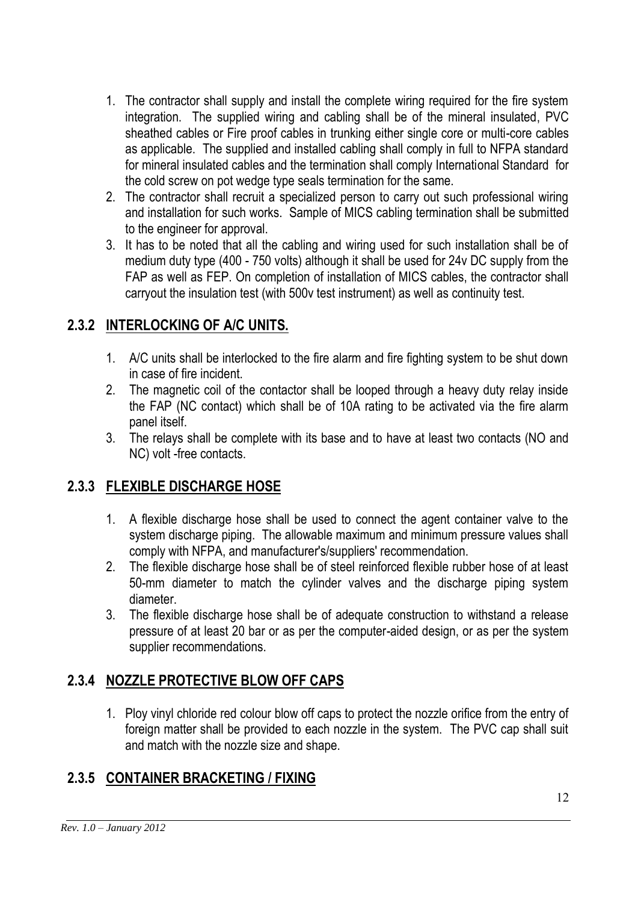1. The contractor shall supply and install the complete wiring required for the fire system integration. The supplied wiring and cabling shall be of the mineral insulated, PVC sheathed cables or Fire proof cables in trunking either single core or multi-core cables as applicable. The supplied and installed cabling shall comply in full to NFPA standard for mineral insulated cables and the termination shall comply International Standard for the cold screw on pot wedge type seals termination for the same.
2. The contractor shall recruit a specialized person to carry out such professional wiring and installation for such works. Sample of MICS cabling termination shall be submitted to the engineer for approval.
3. It has to be noted that all the cabling and wiring used for such installation shall be of medium duty type (400 - 750 volts) although it shall be used for 24v DC supply from the FAP as well as FEP. On completion of installation of MICS cables, the contractor shall carryout the insulation test (with 500v test instrument) as well as continuity test.

## 2.3.2 INTERLOCKING OF A/C UNITS.

1. A/C units shall be interlocked to the fire alarm and fire fighting system to be shut down in case of fire incident.
2. The magnetic coil of the contactor shall be looped through a heavy duty relay inside the FAP (NC contact) which shall be of 10A rating to be activated via the fire alarm panel itself.
3. The relays shall be complete with its base and to have at least two contacts (NO and NC) volt -free contacts.

## 2.3.3 FLEXIBLE DISCHARGE HOSE

1. A flexible discharge hose shall be used to connect the agent container valve to the system discharge piping. The allowable maximum and minimum pressure values shall comply with NFPA, and manufacturer's/suppliers' recommendation.
2. The flexible discharge hose shall be of steel reinforced flexible rubber hose of at least 50-mm diameter to match the cylinder valves and the discharge piping system diameter.
3. The flexible discharge hose shall be of adequate construction to withstand a release pressure of at least 20 bar or as per the computer-aided design, or as per the system supplier recommendations.

## 2.3.4 NOZZLE PROTECTIVE BLOW OFF CAPS

1. Ploy vinyl chloride red colour blow off caps to protect the nozzle orifice from the entry of foreign matter shall be provided to each nozzle in the system. The PVC cap shall suit and match with the nozzle size and shape.

## 2.3.5 CONTAINER BRACKETING / FIXING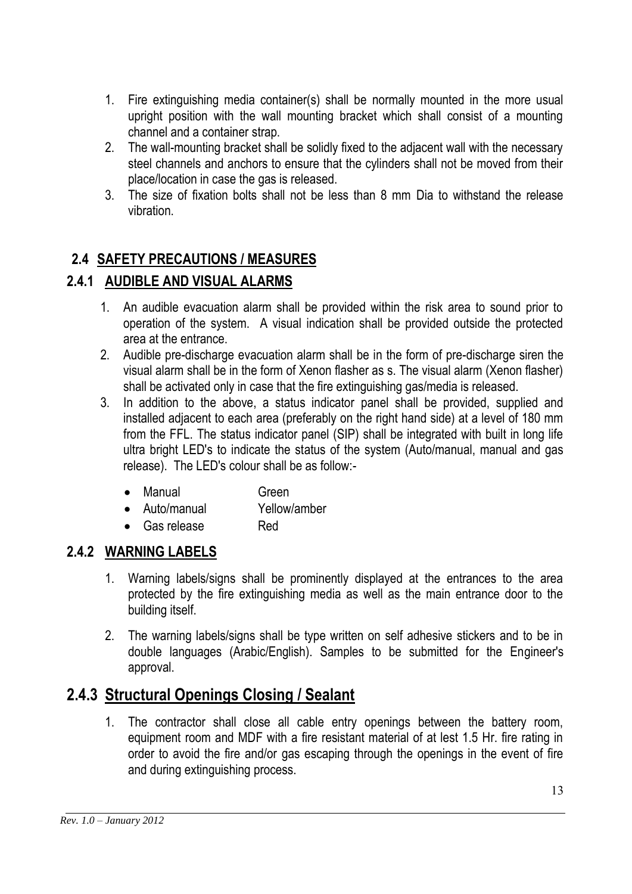1. Fire extinguishing media container(s) shall be normally mounted in the more usual upright position with the wall mounting bracket which shall consist of a mounting channel and a container strap.
2. The wall-mounting bracket shall be solidly fixed to the adjacent wall with the necessary steel channels and anchors to ensure that the cylinders shall not be moved from their place/location in case the gas is released.
3. The size of fixation bolts shall not be less than 8 mm Dia to withstand the release vibration.

## 2.4 SAFETY PRECAUTIONS / MEASURES

### 2.4.1 AUDIBLE AND VISUAL ALARMS

1. An audible evacuation alarm shall be provided within the risk area to sound prior to operation of the system. A visual indication shall be provided outside the protected area at the entrance.
2. Audible pre-discharge evacuation alarm shall be in the form of pre-discharge siren the visual alarm shall be in the form of Xenon flasher as s. The visual alarm (Xenon flasher) shall be activated only in case that the fire extinguishing gas/media is released.
3. In addition to the above, a status indicator panel shall be provided, supplied and installed adjacent to each area (preferably on the right hand side) at a level of 180 mm from the FFL. The status indicator panel (SIP) shall be integrated with built in long life ultra bright LED's to indicate the status of the system (Auto/manual, manual and gas release). The LED's colour shall be as follow:-
   - Manual Green
   - Auto/manual Yellow/amber
   - Gas release Red

### 2.4.2 WARNING LABELS

1. Warning labels/signs shall be prominently displayed at the entrances to the area protected by the fire extinguishing media as well as the main entrance door to the building itself.
2. The warning labels/signs shall be type written on self adhesive stickers and to be in double languages (Arabic/English). Samples to be submitted for the Engineer's approval.

### 2.4.3 Structural Openings Closing / Sealant

1. The contractor shall close all cable entry openings between the battery room, equipment room and MDF with a fire resistant material of at lest 1.5 Hr. fire rating in order to avoid the fire and/or gas escaping through the openings in the event of fire and during extinguishing process.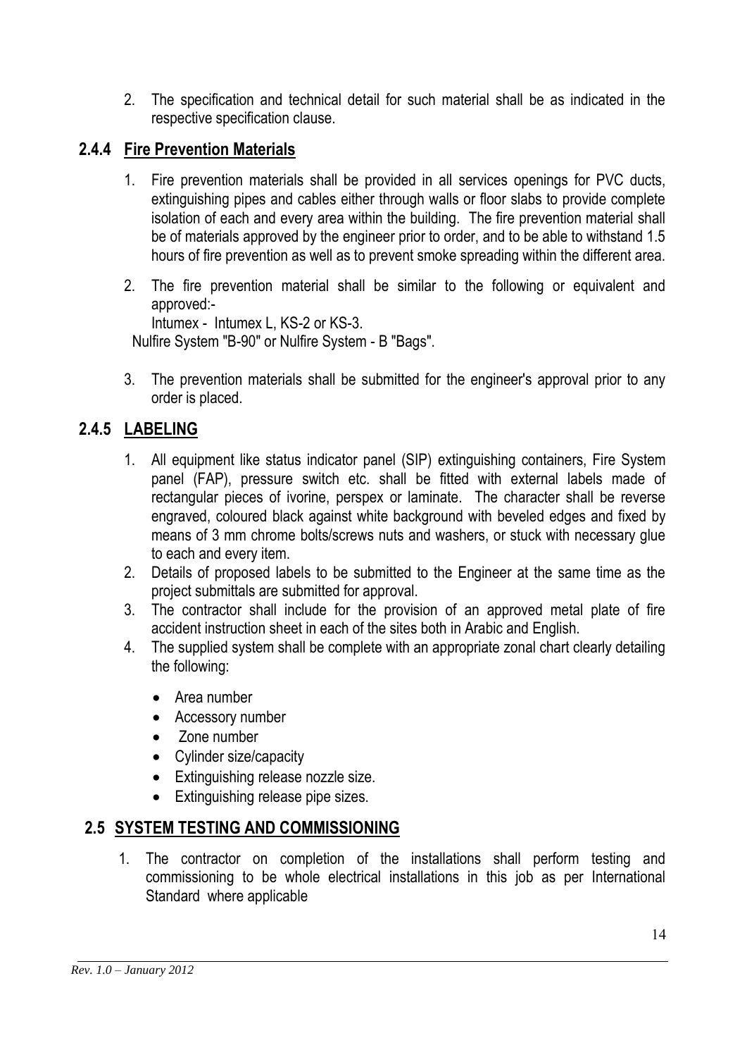2. The specification and technical detail for such material shall be as indicated in the respective specification clause.

### 2.4.4 Fire Prevention Materials

1. Fire prevention materials shall be provided in all services openings for PVC ducts, extinguishing pipes and cables either through walls or floor slabs to provide complete isolation of each and every area within the building. The fire prevention material shall be of materials approved by the engineer prior to order, and to be able to withstand 1.5 hours of fire prevention as well as to prevent smoke spreading within the different area.

2. The fire prevention material shall be similar to the following or equivalent and approved:-

   Intumex - Intumex L, KS-2 or KS-3.

   Nulfire System "B-90" or Nulfire System - B "Bags".

3. The prevention materials shall be submitted for the engineer's approval prior to any order is placed.

### 2.4.5 LABELING

1. All equipment like status indicator panel (SIP) extinguishing containers, Fire System panel (FAP), pressure switch etc. shall be fitted with external labels made of rectangular pieces of ivorine, perspex or laminate. The character shall be reverse engraved, coloured black against white background with beveled edges and fixed by means of 3 mm chrome bolts/screws nuts and washers, or stuck with necessary glue to each and every item.
2. Details of proposed labels to be submitted to the Engineer at the same time as the project submittals are submitted for approval.
3. The contractor shall include for the provision of an approved metal plate of fire accident instruction sheet in each of the sites both in Arabic and English.
4. The supplied system shall be complete with an appropriate zonal chart clearly detailing the following:
   - Area number
   - Accessory number
   - Zone number
   - Cylinder size/capacity
   - Extinguishing release nozzle size.
   - Extinguishing release pipe sizes.

## 2.5 SYSTEM TESTING AND COMMISSIONING

1. The contractor on completion of the installations shall perform testing and commissioning to be whole electrical installations in this job as per International Standard where applicable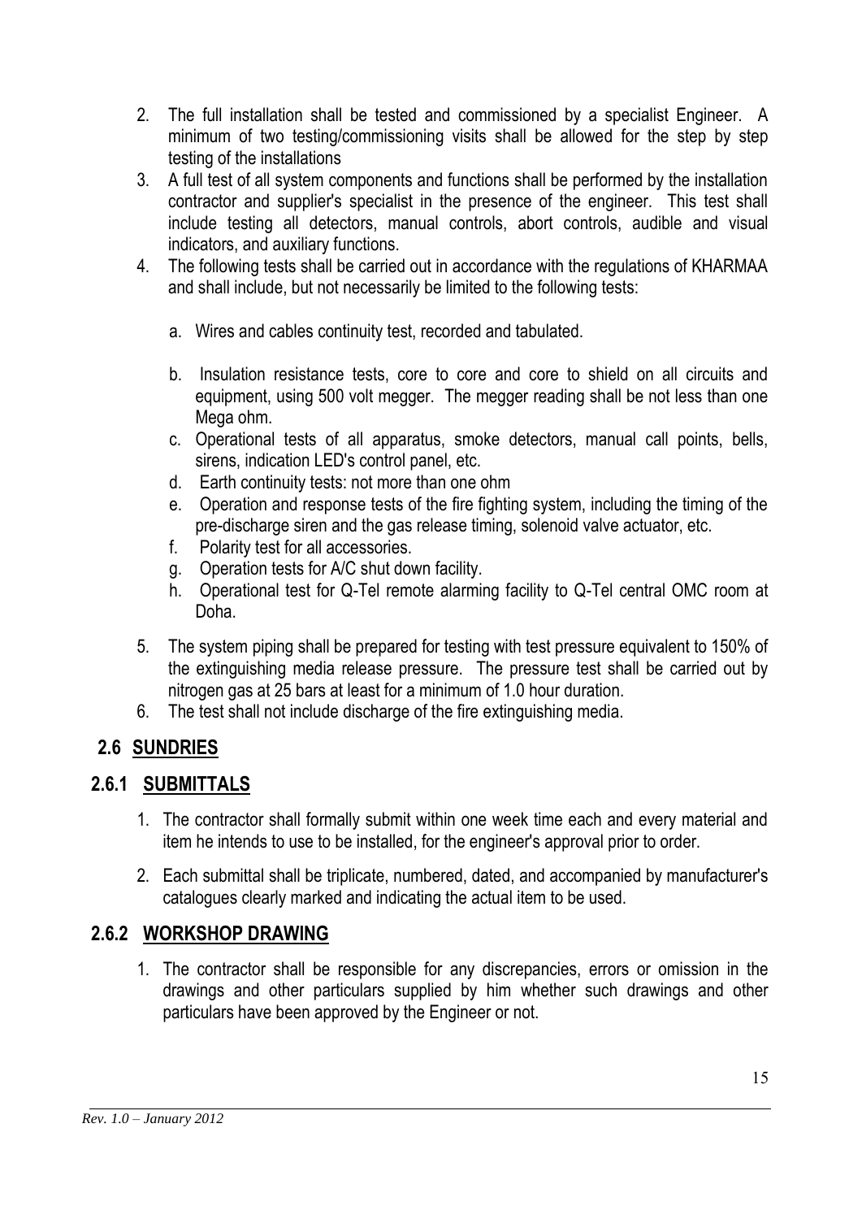2. The full installation shall be tested and commissioned by a specialist Engineer. A minimum of two testing/commissioning visits shall be allowed for the step by step testing of the installations
3. A full test of all system components and functions shall be performed by the installation contractor and supplier's specialist in the presence of the engineer. This test shall include testing all detectors, manual controls, abort controls, audible and visual indicators, and auxiliary functions.
4. The following tests shall be carried out in accordance with the regulations of KHARMAA and shall include, but not necessarily be limited to the following tests:

   a. Wires and cables continuity test, recorded and tabulated.

   b. Insulation resistance tests, core to core and core to shield on all circuits and equipment, using 500 volt megger. The megger reading shall be not less than one Mega ohm.
   c. Operational tests of all apparatus, smoke detectors, manual call points, bells, sirens, indication LED's control panel, etc.
   d. Earth continuity tests: not more than one ohm
   e. Operation and response tests of the fire fighting system, including the timing of the pre-discharge siren and the gas release timing, solenoid valve actuator, etc.
   f. Polarity test for all accessories.
   g. Operation tests for A/C shut down facility.
   h. Operational test for Q-Tel remote alarming facility to Q-Tel central OMC room at Doha.

5. The system piping shall be prepared for testing with test pressure equivalent to 150% of the extinguishing media release pressure. The pressure test shall be carried out by nitrogen gas at 25 bars at least for a minimum of 1.0 hour duration.
6. The test shall not include discharge of the fire extinguishing media.

## 2.6 SUNDRIES

### 2.6.1 SUBMITTALS

1. The contractor shall formally submit within one week time each and every material and item he intends to use to be installed, for the engineer's approval prior to order.

2. Each submittal shall be triplicate, numbered, dated, and accompanied by manufacturer's catalogues clearly marked and indicating the actual item to be used.

### 2.6.2 WORKSHOP DRAWING

1. The contractor shall be responsible for any discrepancies, errors or omission in the drawings and other particulars supplied by him whether such drawings and other particulars have been approved by the Engineer or not.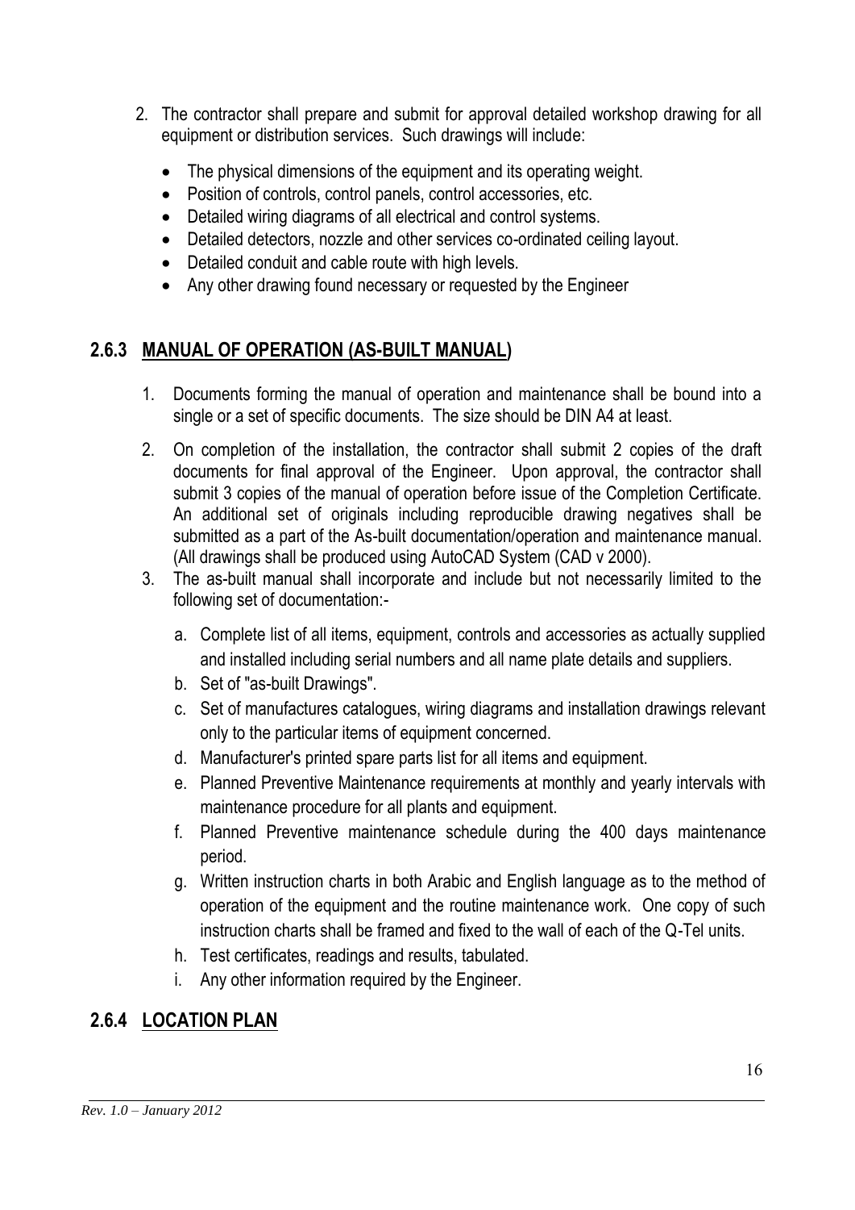2. The contractor shall prepare and submit for approval detailed workshop drawing for all equipment or distribution services. Such drawings will include:

   - The physical dimensions of the equipment and its operating weight.
   - Position of controls, control panels, control accessories, etc.
   - Detailed wiring diagrams of all electrical and control systems.
   - Detailed detectors, nozzle and other services co-ordinated ceiling layout.
   - Detailed conduit and cable route with high levels.
   - Any other drawing found necessary or requested by the Engineer

### 2.6.3 MANUAL OF OPERATION (AS-BUILT MANUAL)

1. Documents forming the manual of operation and maintenance shall be bound into a single or a set of specific documents. The size should be DIN A4 at least.
2. On completion of the installation, the contractor shall submit 2 copies of the draft documents for final approval of the Engineer. Upon approval, the contractor shall submit 3 copies of the manual of operation before issue of the Completion Certificate. An additional set of originals including reproducible drawing negatives shall be submitted as a part of the As-built documentation/operation and maintenance manual. (All drawings shall be produced using AutoCAD System (CAD v 2000).
3. The as-built manual shall incorporate and include but not necessarily limited to the following set of documentation:-

   a. Complete list of all items, equipment, controls and accessories as actually supplied and installed including serial numbers and all name plate details and suppliers.

   b. Set of "as-built Drawings".

   c. Set of manufactures catalogues, wiring diagrams and installation drawings relevant only to the particular items of equipment concerned.

   d. Manufacturer's printed spare parts list for all items and equipment.

   e. Planned Preventive Maintenance requirements at monthly and yearly intervals with maintenance procedure for all plants and equipment.

   f. Planned Preventive maintenance schedule during the 400 days maintenance period.

   g. Written instruction charts in both Arabic and English language as to the method of operation of the equipment and the routine maintenance work. One copy of such instruction charts shall be framed and fixed to the wall of each of the Q-Tel units.

   h. Test certificates, readings and results, tabulated.

   i. Any other information required by the Engineer.

### 2.6.4 LOCATION PLAN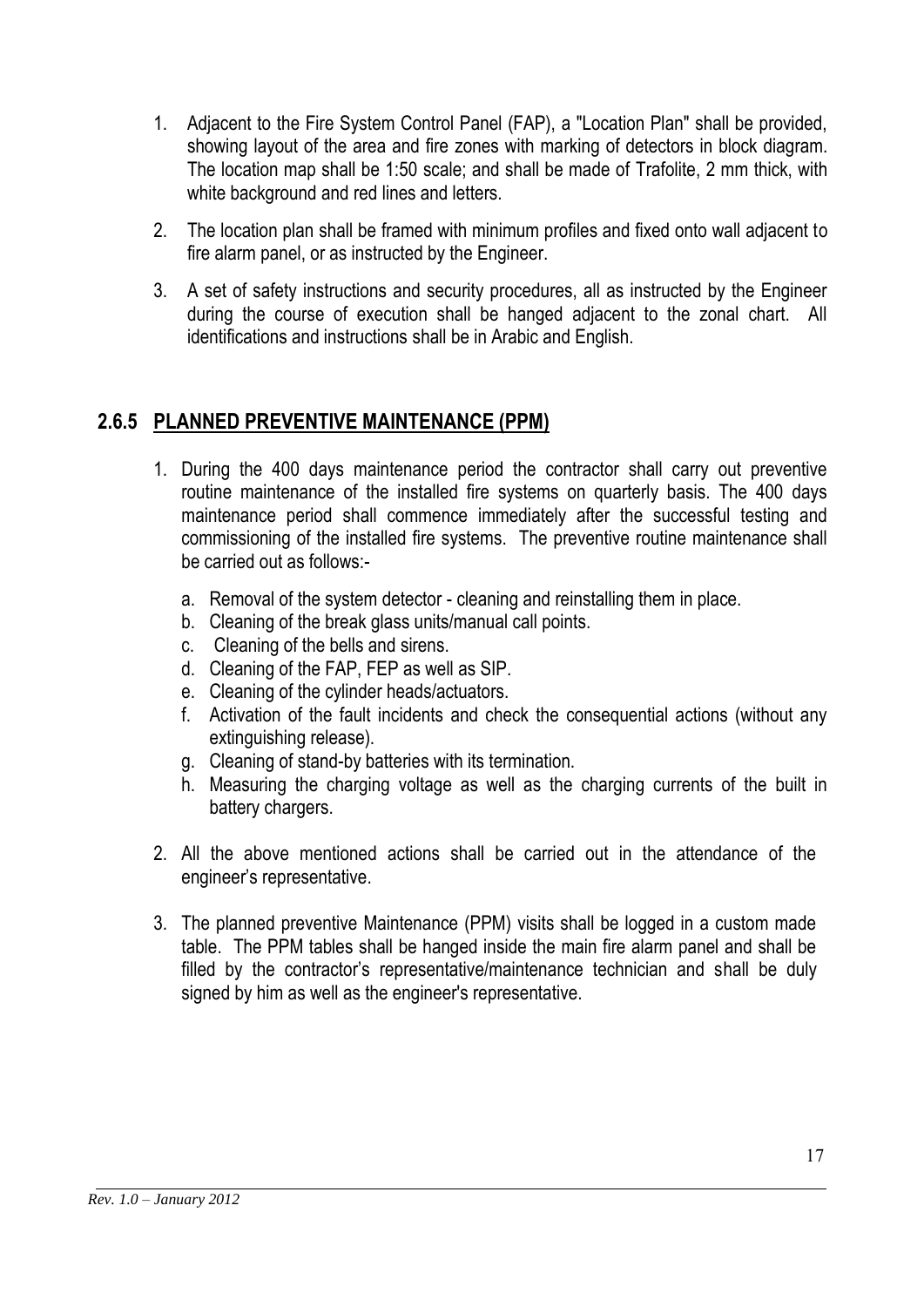1. Adjacent to the Fire System Control Panel (FAP), a "Location Plan" shall be provided, showing layout of the area and fire zones with marking of detectors in block diagram. The location map shall be 1:50 scale; and shall be made of Trafolite, 2 mm thick, with white background and red lines and letters.

2. The location plan shall be framed with minimum profiles and fixed onto wall adjacent to fire alarm panel, or as instructed by the Engineer.

3. A set of safety instructions and security procedures, all as instructed by the Engineer during the course of execution shall be hanged adjacent to the zonal chart. All identifications and instructions shall be in Arabic and English.

### 2.6.5 PLANNED PREVENTIVE MAINTENANCE (PPM)

1. During the 400 days maintenance period the contractor shall carry out preventive routine maintenance of the installed fire systems on quarterly basis. The 400 days maintenance period shall commence immediately after the successful testing and commissioning of the installed fire systems. The preventive routine maintenance shall be carried out as follows:-
   a. Removal of the system detector - cleaning and reinstalling them in place.
   b. Cleaning of the break glass units/manual call points.
   c. Cleaning of the bells and sirens.
   d. Cleaning of the FAP, FEP as well as SIP.
   e. Cleaning of the cylinder heads/actuators.
   f. Activation of the fault incidents and check the consequential actions (without any extinguishing release).
   g. Cleaning of stand-by batteries with its termination.
   h. Measuring the charging voltage as well as the charging currents of the built in battery chargers.

2. All the above mentioned actions shall be carried out in the attendance of the engineer's representative.

3. The planned preventive Maintenance (PPM) visits shall be logged in a custom made table. The PPM tables shall be hanged inside the main fire alarm panel and shall be filled by the contractor's representative/maintenance technician and shall be duly signed by him as well as the engineer's representative.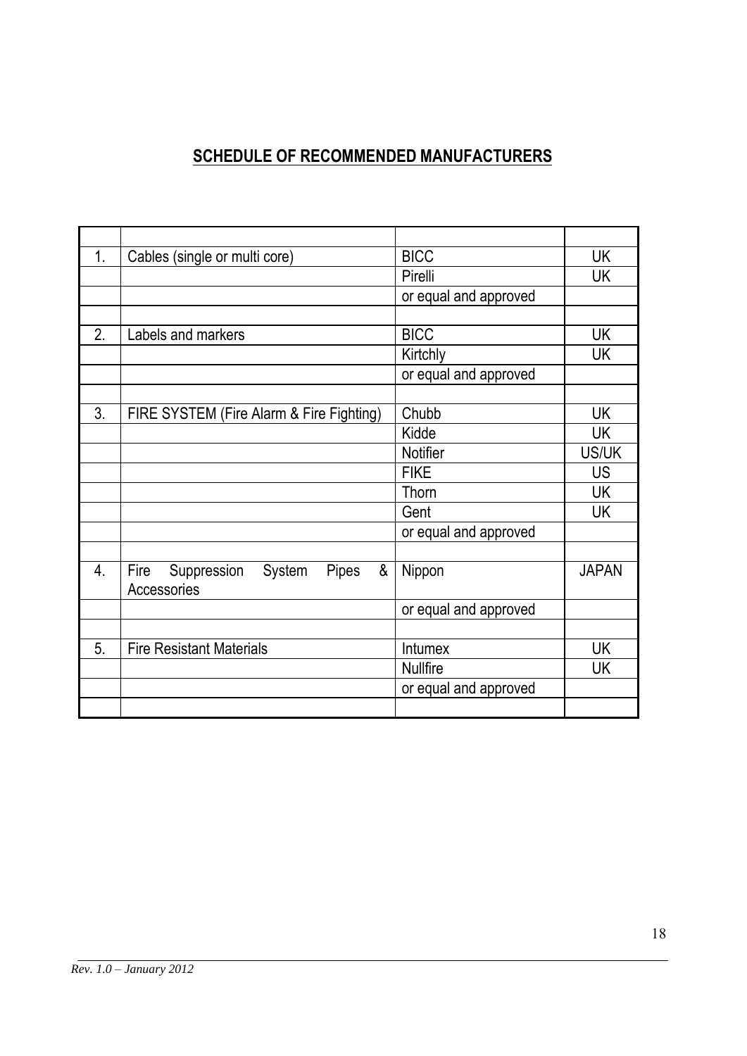## SCHEDULE OF RECOMMENDED MANUFACTURERS

| | | | |
|---|---|---|---|
| 1. | Cables (single or multi core) | BICC | UK |
| | | Pirelli | UK |
| | | or equal and approved | |
| | | | |
| 2. | Labels and markers | BICC | UK |
| | | Kirtchly | UK |
| | | or equal and approved | |
| | | | |
| 3. | FIRE SYSTEM (Fire Alarm & Fire Fighting) | Chubb | UK |
| | | Kidde | UK |
| | | Notifier | US/UK |
| | | FIKE | US |
| | | Thorn | UK |
| | | Gent | UK |
| | | or equal and approved | |
| | | | |
| 4. | Fire Suppression System Pipes & Accessories | Nippon | JAPAN |
| | | or equal and approved | |
| | | | |
| 5. | Fire Resistant Materials | Intumex | UK |
| | | Nullfire | UK |
| | | or equal and approved | |
| | | | |

*Rev. 1.0 – January 2012*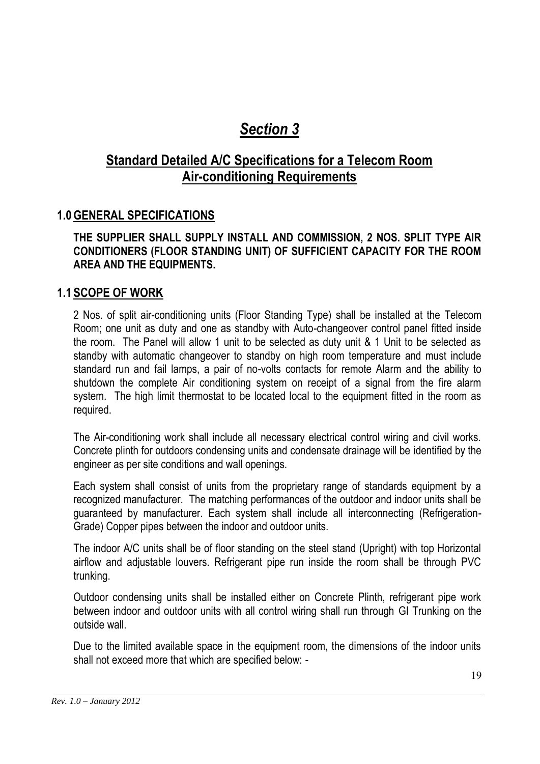# *Section 3*

## Standard Detailed A/C Specifications for a Telecom Room Air-conditioning Requirements

### 1.0 GENERAL SPECIFICATIONS

**THE SUPPLIER SHALL SUPPLY INSTALL AND COMMISSION, 2 NOS. SPLIT TYPE AIR CONDITIONERS (FLOOR STANDING UNIT) OF SUFFICIENT CAPACITY FOR THE ROOM AREA AND THE EQUIPMENTS.**

### 1.1 SCOPE OF WORK

2 Nos. of split air-conditioning units (Floor Standing Type) shall be installed at the Telecom Room; one unit as duty and one as standby with Auto-changeover control panel fitted inside the room. The Panel will allow 1 unit to be selected as duty unit & 1 Unit to be selected as standby with automatic changeover to standby on high room temperature and must include standard run and fail lamps, a pair of no-volts contacts for remote Alarm and the ability to shutdown the complete Air conditioning system on receipt of a signal from the fire alarm system. The high limit thermostat to be located local to the equipment fitted in the room as required.

The Air-conditioning work shall include all necessary electrical control wiring and civil works. Concrete plinth for outdoors condensing units and condensate drainage will be identified by the engineer as per site conditions and wall openings.

Each system shall consist of units from the proprietary range of standards equipment by a recognized manufacturer. The matching performances of the outdoor and indoor units shall be guaranteed by manufacturer. Each system shall include all interconnecting (Refrigeration-Grade) Copper pipes between the indoor and outdoor units.

The indoor A/C units shall be of floor standing on the steel stand (Upright) with top Horizontal airflow and adjustable louvers. Refrigerant pipe run inside the room shall be through PVC trunking.

Outdoor condensing units shall be installed either on Concrete Plinth, refrigerant pipe work between indoor and outdoor units with all control wiring shall run through GI Trunking on the outside wall.

Due to the limited available space in the equipment room, the dimensions of the indoor units shall not exceed more that which are specified below: -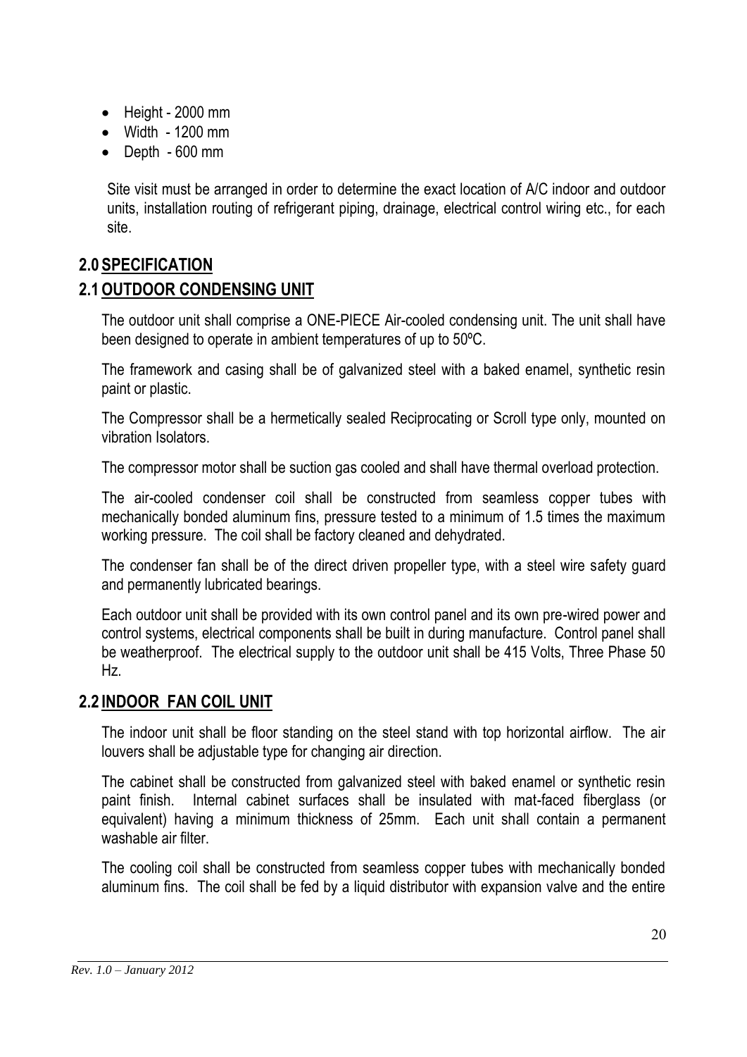- Height - 2000 mm
- Width - 1200 mm
- Depth - 600 mm

Site visit must be arranged in order to determine the exact location of A/C indoor and outdoor units, installation routing of refrigerant piping, drainage, electrical control wiring etc., for each site.

## 2.0 SPECIFICATION

## 2.1 OUTDOOR CONDENSING UNIT

The outdoor unit shall comprise a ONE-PIECE Air-cooled condensing unit. The unit shall have been designed to operate in ambient temperatures of up to 50ºC.

The framework and casing shall be of galvanized steel with a baked enamel, synthetic resin paint or plastic.

The Compressor shall be a hermetically sealed Reciprocating or Scroll type only, mounted on vibration Isolators.

The compressor motor shall be suction gas cooled and shall have thermal overload protection.

The air-cooled condenser coil shall be constructed from seamless copper tubes with mechanically bonded aluminum fins, pressure tested to a minimum of 1.5 times the maximum working pressure. The coil shall be factory cleaned and dehydrated.

The condenser fan shall be of the direct driven propeller type, with a steel wire safety guard and permanently lubricated bearings.

Each outdoor unit shall be provided with its own control panel and its own pre-wired power and control systems, electrical components shall be built in during manufacture. Control panel shall be weatherproof. The electrical supply to the outdoor unit shall be 415 Volts, Three Phase 50 Hz.

## 2.2 INDOOR FAN COIL UNIT

The indoor unit shall be floor standing on the steel stand with top horizontal airflow. The air louvers shall be adjustable type for changing air direction.

The cabinet shall be constructed from galvanized steel with baked enamel or synthetic resin paint finish. Internal cabinet surfaces shall be insulated with mat-faced fiberglass (or equivalent) having a minimum thickness of 25mm. Each unit shall contain a permanent washable air filter.

The cooling coil shall be constructed from seamless copper tubes with mechanically bonded aluminum fins. The coil shall be fed by a liquid distributor with expansion valve and the entire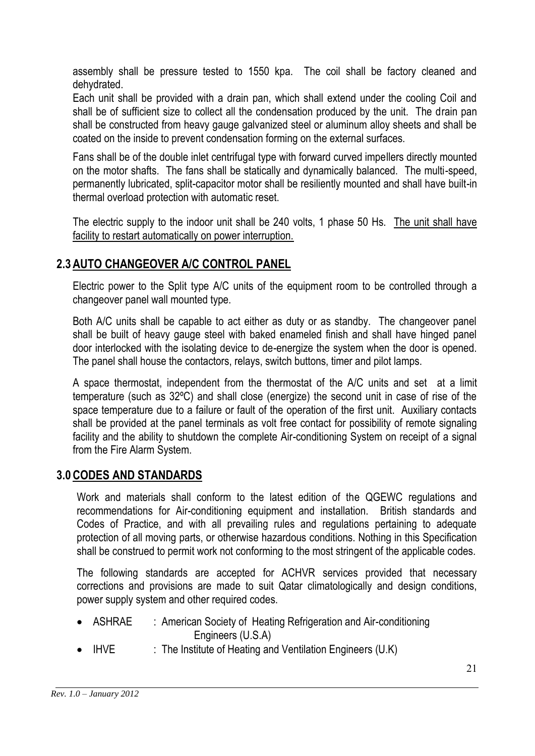assembly shall be pressure tested to 1550 kpa. The coil shall be factory cleaned and dehydrated.

Each unit shall be provided with a drain pan, which shall extend under the cooling Coil and shall be of sufficient size to collect all the condensation produced by the unit. The drain pan shall be constructed from heavy gauge galvanized steel or aluminum alloy sheets and shall be coated on the inside to prevent condensation forming on the external surfaces.

Fans shall be of the double inlet centrifugal type with forward curved impellers directly mounted on the motor shafts. The fans shall be statically and dynamically balanced. The multi-speed, permanently lubricated, split-capacitor motor shall be resiliently mounted and shall have built-in thermal overload protection with automatic reset.

The electric supply to the indoor unit shall be 240 volts, 1 phase 50 Hs. <u>The unit shall have facility to restart automatically on power interruption.</u>

## 2.3 AUTO CHANGEOVER A/C CONTROL PANEL

Electric power to the Split type A/C units of the equipment room to be controlled through a changeover panel wall mounted type.

Both A/C units shall be capable to act either as duty or as standby. The changeover panel shall be built of heavy gauge steel with baked enameled finish and shall have hinged panel door interlocked with the isolating device to de-energize the system when the door is opened. The panel shall house the contactors, relays, switch buttons, timer and pilot lamps.

A space thermostat, independent from the thermostat of the A/C units and set at a limit temperature (such as 32ºC) and shall close (energize) the second unit in case of rise of the space temperature due to a failure or fault of the operation of the first unit. Auxiliary contacts shall be provided at the panel terminals as volt free contact for possibility of remote signaling facility and the ability to shutdown the complete Air-conditioning System on receipt of a signal from the Fire Alarm System.

## 3.0 CODES AND STANDARDS

Work and materials shall conform to the latest edition of the QGEWC regulations and recommendations for Air-conditioning equipment and installation. British standards and Codes of Practice, and with all prevailing rules and regulations pertaining to adequate protection of all moving parts, or otherwise hazardous conditions. Nothing in this Specification shall be construed to permit work not conforming to the most stringent of the applicable codes.

The following standards are accepted for ACHVR services provided that necessary corrections and provisions are made to suit Qatar climatologically and design conditions, power supply system and other required codes.

- ASHRAE : American Society of Heating Refrigeration and Air-conditioning Engineers (U.S.A)
- IHVE : The Institute of Heating and Ventilation Engineers (U.K)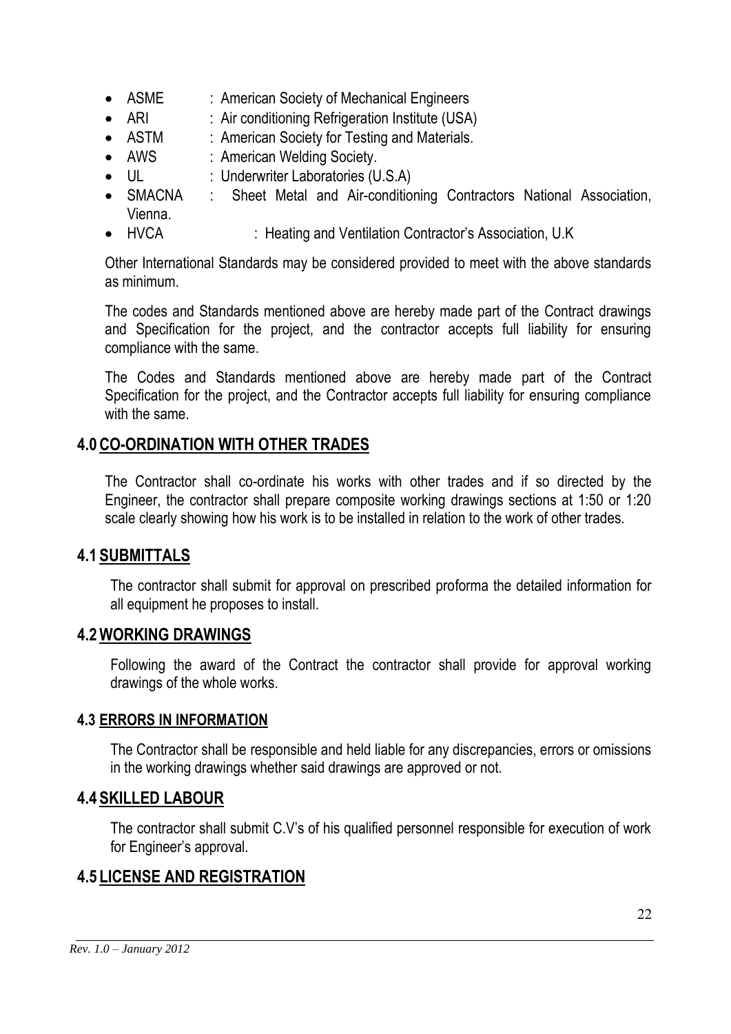- ASME : American Society of Mechanical Engineers
- ARI : Air conditioning Refrigeration Institute (USA)
- ASTM : American Society for Testing and Materials.
- AWS : American Welding Society.
- UL : Underwriter Laboratories (U.S.A)
- SMACNA : Sheet Metal and Air-conditioning Contractors National Association, Vienna.
- HVCA : Heating and Ventilation Contractor's Association, U.K

Other International Standards may be considered provided to meet with the above standards as minimum.

The codes and Standards mentioned above are hereby made part of the Contract drawings and Specification for the project, and the contractor accepts full liability for ensuring compliance with the same.

The Codes and Standards mentioned above are hereby made part of the Contract Specification for the project, and the Contractor accepts full liability for ensuring compliance with the same.

## 4.0 CO-ORDINATION WITH OTHER TRADES

The Contractor shall co-ordinate his works with other trades and if so directed by the Engineer, the contractor shall prepare composite working drawings sections at 1:50 or 1:20 scale clearly showing how his work is to be installed in relation to the work of other trades.

## 4.1 SUBMITTALS

The contractor shall submit for approval on prescribed proforma the detailed information for all equipment he proposes to install.

## 4.2 WORKING DRAWINGS

Following the award of the Contract the contractor shall provide for approval working drawings of the whole works.

### 4.3 ERRORS IN INFORMATION

The Contractor shall be responsible and held liable for any discrepancies, errors or omissions in the working drawings whether said drawings are approved or not.

## 4.4 SKILLED LABOUR

The contractor shall submit C.V's of his qualified personnel responsible for execution of work for Engineer's approval.

## 4.5 LICENSE AND REGISTRATION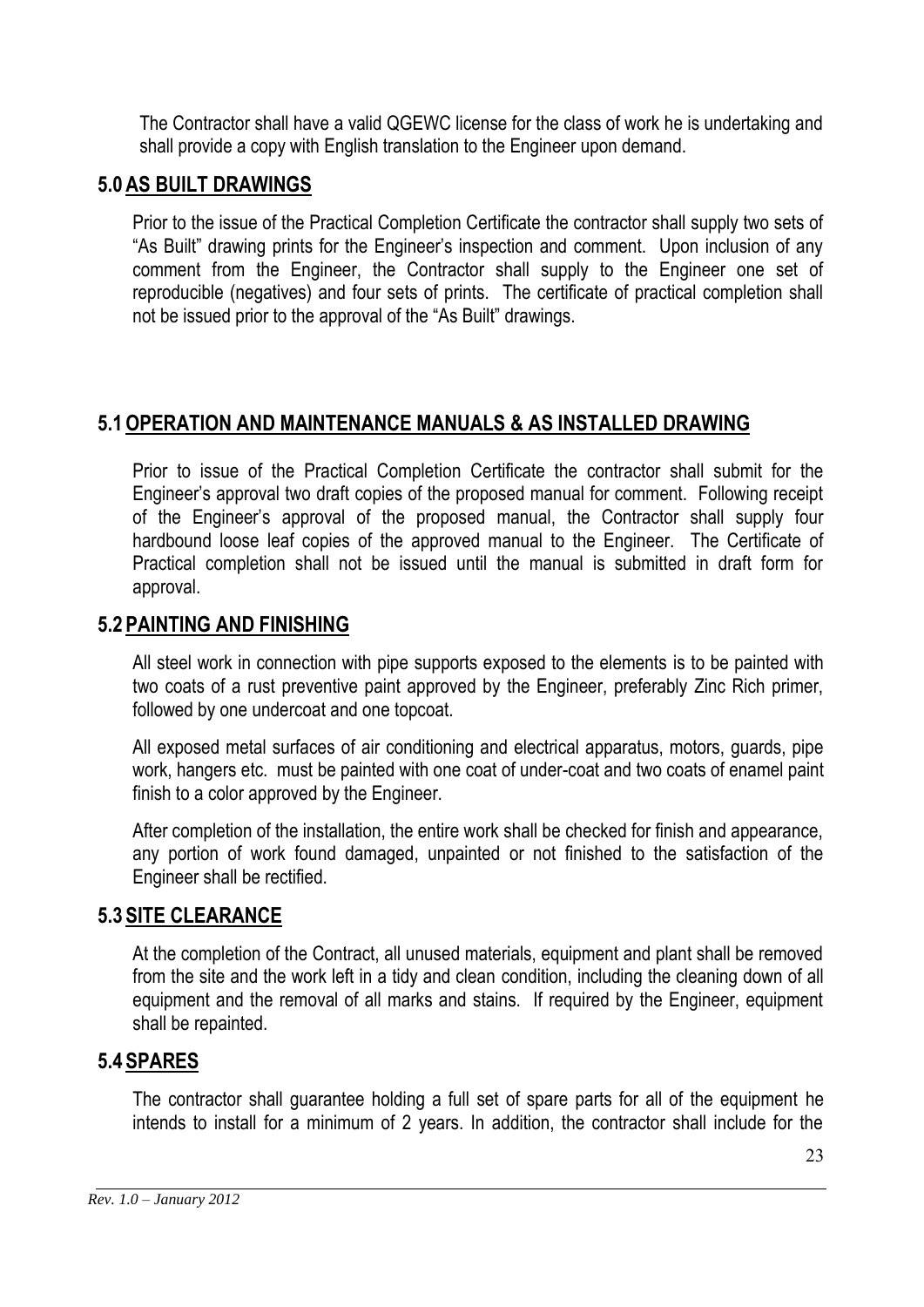The Contractor shall have a valid QGEWC license for the class of work he is undertaking and shall provide a copy with English translation to the Engineer upon demand.

## 5.0 AS BUILT DRAWINGS

Prior to the issue of the Practical Completion Certificate the contractor shall supply two sets of "As Built" drawing prints for the Engineer's inspection and comment. Upon inclusion of any comment from the Engineer, the Contractor shall supply to the Engineer one set of reproducible (negatives) and four sets of prints. The certificate of practical completion shall not be issued prior to the approval of the "As Built" drawings.

## 5.1 OPERATION AND MAINTENANCE MANUALS & AS INSTALLED DRAWING

Prior to issue of the Practical Completion Certificate the contractor shall submit for the Engineer's approval two draft copies of the proposed manual for comment. Following receipt of the Engineer's approval of the proposed manual, the Contractor shall supply four hardbound loose leaf copies of the approved manual to the Engineer. The Certificate of Practical completion shall not be issued until the manual is submitted in draft form for approval.

## 5.2 PAINTING AND FINISHING

All steel work in connection with pipe supports exposed to the elements is to be painted with two coats of a rust preventive paint approved by the Engineer, preferably Zinc Rich primer, followed by one undercoat and one topcoat.

All exposed metal surfaces of air conditioning and electrical apparatus, motors, guards, pipe work, hangers etc. must be painted with one coat of under-coat and two coats of enamel paint finish to a color approved by the Engineer.

After completion of the installation, the entire work shall be checked for finish and appearance, any portion of work found damaged, unpainted or not finished to the satisfaction of the Engineer shall be rectified.

## 5.3 SITE CLEARANCE

At the completion of the Contract, all unused materials, equipment and plant shall be removed from the site and the work left in a tidy and clean condition, including the cleaning down of all equipment and the removal of all marks and stains. If required by the Engineer, equipment shall be repainted.

## 5.4 SPARES

The contractor shall guarantee holding a full set of spare parts for all of the equipment he intends to install for a minimum of 2 years. In addition, the contractor shall include for the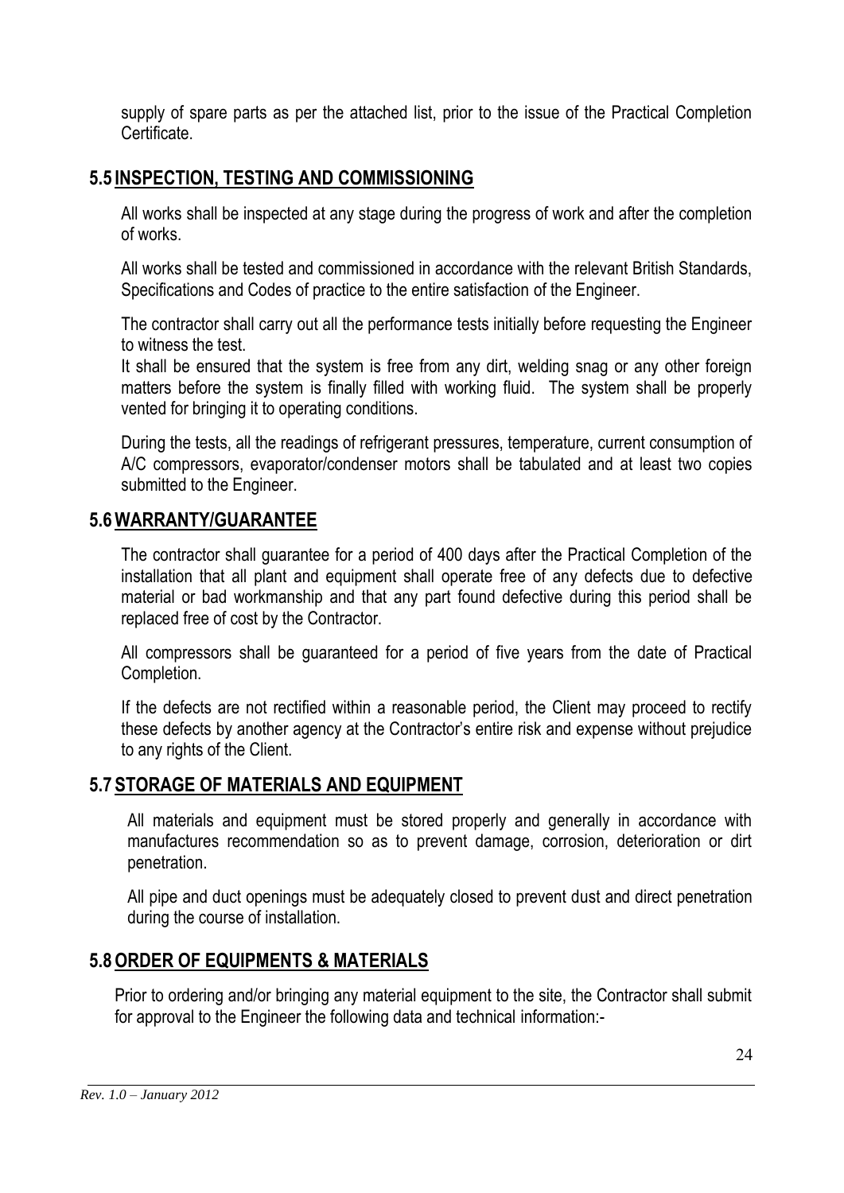supply of spare parts as per the attached list, prior to the issue of the Practical Completion Certificate.

## 5.5 INSPECTION, TESTING AND COMMISSIONING

All works shall be inspected at any stage during the progress of work and after the completion of works.

All works shall be tested and commissioned in accordance with the relevant British Standards, Specifications and Codes of practice to the entire satisfaction of the Engineer.

The contractor shall carry out all the performance tests initially before requesting the Engineer to witness the test.

It shall be ensured that the system is free from any dirt, welding snag or any other foreign matters before the system is finally filled with working fluid. The system shall be properly vented for bringing it to operating conditions.

During the tests, all the readings of refrigerant pressures, temperature, current consumption of A/C compressors, evaporator/condenser motors shall be tabulated and at least two copies submitted to the Engineer.

## 5.6 WARRANTY/GUARANTEE

The contractor shall guarantee for a period of 400 days after the Practical Completion of the installation that all plant and equipment shall operate free of any defects due to defective material or bad workmanship and that any part found defective during this period shall be replaced free of cost by the Contractor.

All compressors shall be guaranteed for a period of five years from the date of Practical Completion.

If the defects are not rectified within a reasonable period, the Client may proceed to rectify these defects by another agency at the Contractor's entire risk and expense without prejudice to any rights of the Client.

## 5.7 STORAGE OF MATERIALS AND EQUIPMENT

All materials and equipment must be stored properly and generally in accordance with manufactures recommendation so as to prevent damage, corrosion, deterioration or dirt penetration.

All pipe and duct openings must be adequately closed to prevent dust and direct penetration during the course of installation.

## 5.8 ORDER OF EQUIPMENTS & MATERIALS

Prior to ordering and/or bringing any material equipment to the site, the Contractor shall submit for approval to the Engineer the following data and technical information:-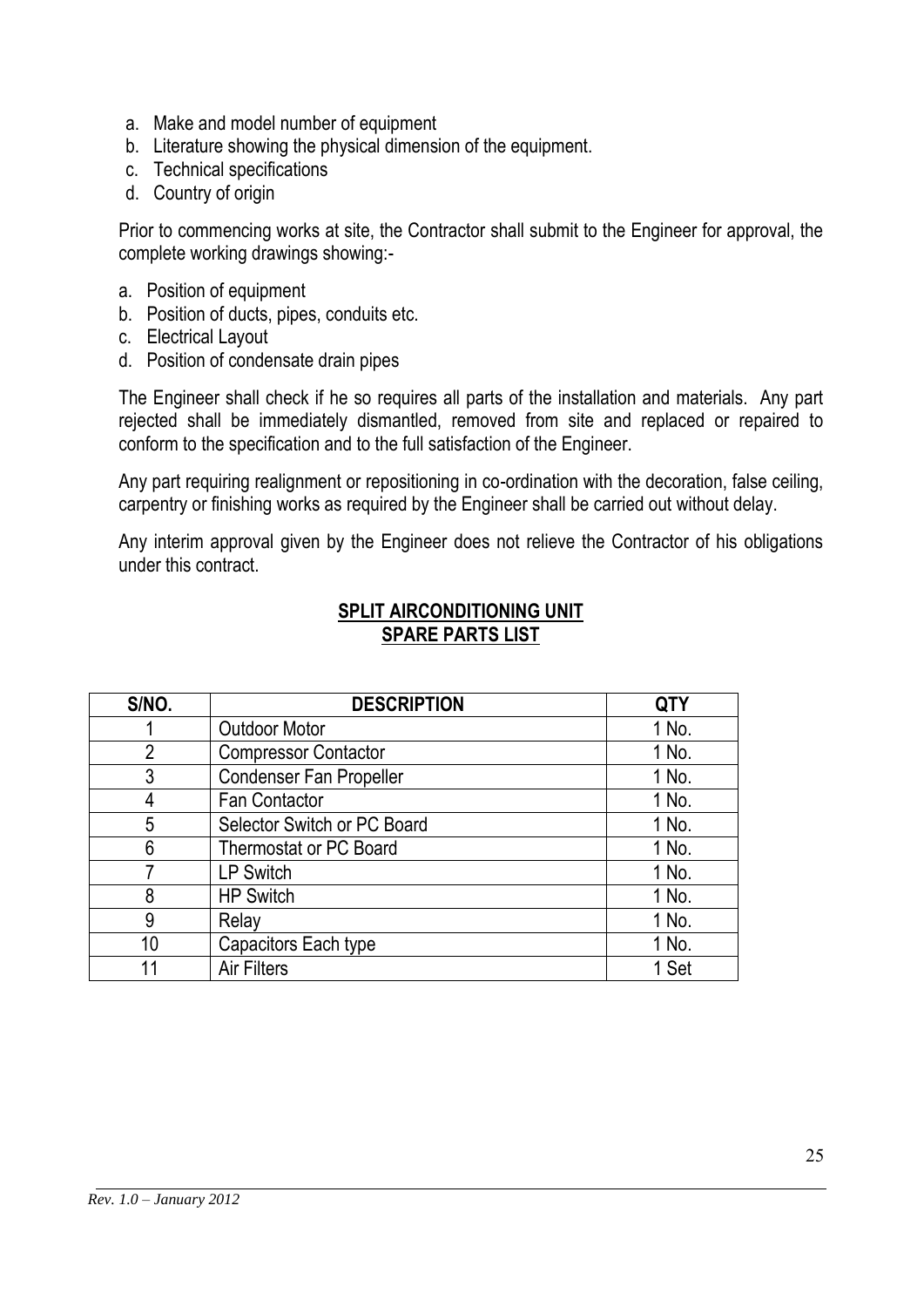a. Make and model number of equipment
b. Literature showing the physical dimension of the equipment.
c. Technical specifications
d. Country of origin

Prior to commencing works at site, the Contractor shall submit to the Engineer for approval, the complete working drawings showing:-

a. Position of equipment
b. Position of ducts, pipes, conduits etc.
c. Electrical Layout
d. Position of condensate drain pipes

The Engineer shall check if he so requires all parts of the installation and materials. Any part rejected shall be immediately dismantled, removed from site and replaced or repaired to conform to the specification and to the full satisfaction of the Engineer.

Any part requiring realignment or repositioning in co-ordination with the decoration, false ceiling, carpentry or finishing works as required by the Engineer shall be carried out without delay.

Any interim approval given by the Engineer does not relieve the Contractor of his obligations under this contract.

## SPLIT AIRCONDITIONING UNIT SPARE PARTS LIST

| S/NO. | DESCRIPTION | QTY |
|---|---|---|
| 1 | Outdoor Motor | 1 No. |
| 2 | Compressor Contactor | 1 No. |
| 3 | Condenser Fan Propeller | 1 No. |
| 4 | Fan Contactor | 1 No. |
| 5 | Selector Switch or PC Board | 1 No. |
| 6 | Thermostat or PC Board | 1 No. |
| 7 | LP Switch | 1 No. |
| 8 | HP Switch | 1 No. |
| 9 | Relay | 1 No. |
| 10 | Capacitors Each type | 1 No. |
| 11 | Air Filters | 1 Set |